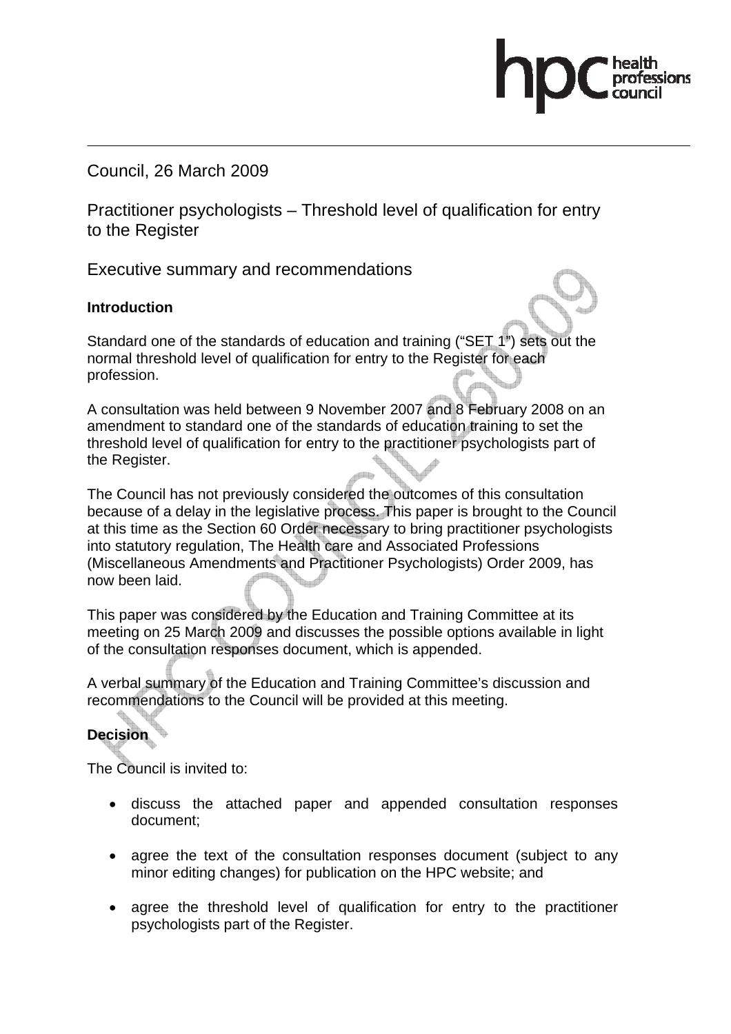Council, 26 March 2009

# Practitioner psychologists – Threshold level of qualification for entry to the Register

## Executive summary and recommendations

### Introduction

Standard one of the standards of education and training ("SET 1") sets out the normal threshold level of qualification for entry to the Register for each profession.

A consultation was held between 9 November 2007 and 8 February 2008 on an amendment to standard one of the standards of education training to set the threshold level of qualification for entry to the practitioner psychologists part of the Register.

The Council has not previously considered the outcomes of this consultation because of a delay in the legislative process. This paper is brought to the Council at this time as the Section 60 Order necessary to bring practitioner psychologists into statutory regulation, The Health care and Associated Professions (Miscellaneous Amendments and Practitioner Psychologists) Order 2009, has now been laid.

This paper was considered by the Education and Training Committee at its meeting on 25 March 2009 and discusses the possible options available in light of the consultation responses document, which is appended.

A verbal summary of the Education and Training Committee's discussion and recommendations to the Council will be provided at this meeting.

### Decision

The Council is invited to:

- discuss the attached paper and appended consultation responses document;
- agree the text of the consultation responses document (subject to any minor editing changes) for publication on the HPC website; and
- agree the threshold level of qualification for entry to the practitioner psychologists part of the Register.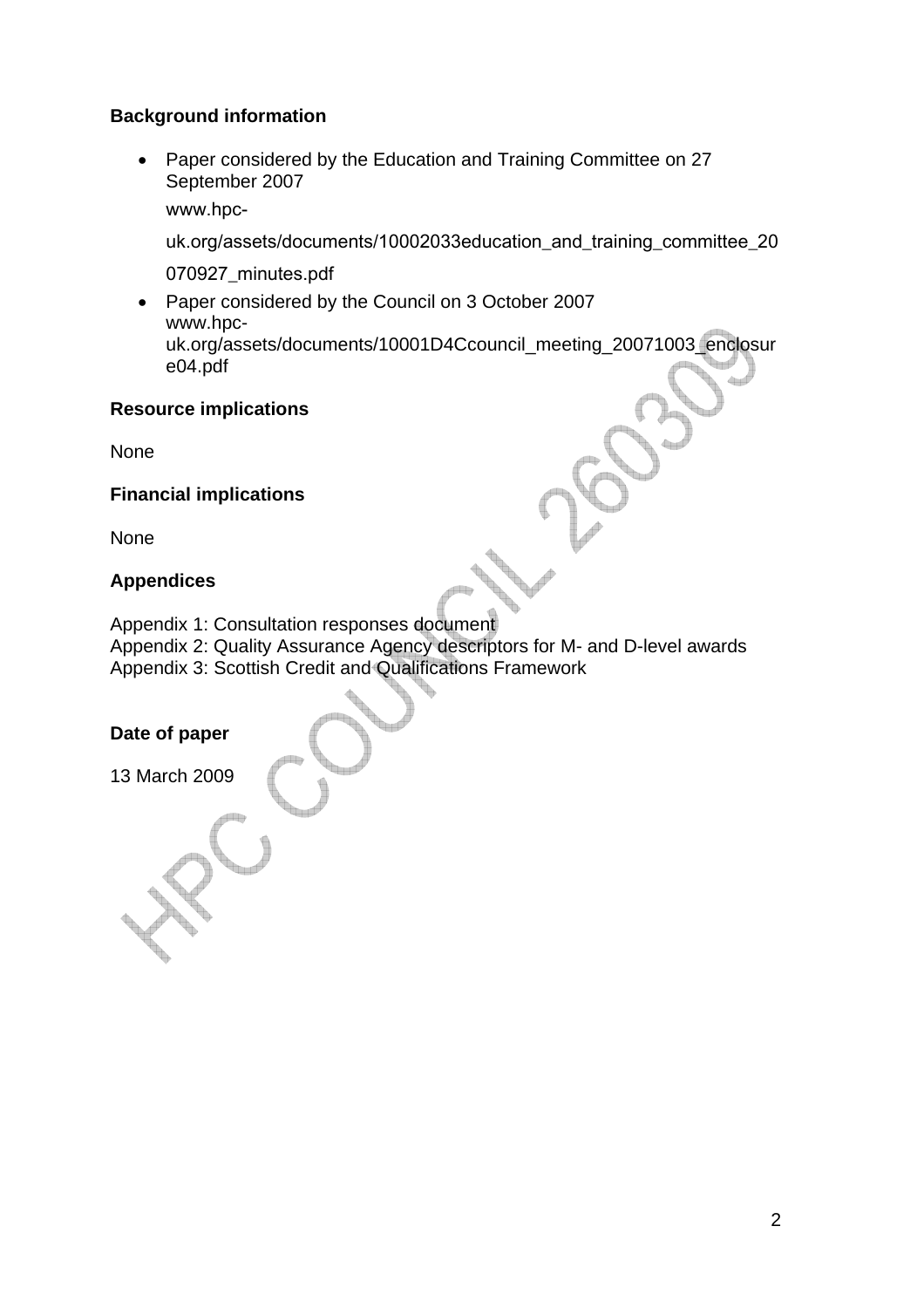**Background information**

- Paper considered by the Education and Training Committee on 27 September 2007
  www.hpc-uk.org/assets/documents/10002033education_and_training_committee_20070927_minutes.pdf
- Paper considered by the Council on 3 October 2007
  www.hpc-uk.org/assets/documents/10001D4Ccouncil_meeting_20071003_enclosure04.pdf

**Resource implications**

None

**Financial implications**

None

**Appendices**

Appendix 1: Consultation responses document
Appendix 2: Quality Assurance Agency descriptors for M- and D-level awards
Appendix 3: Scottish Credit and Qualifications Framework

**Date of paper**

13 March 2009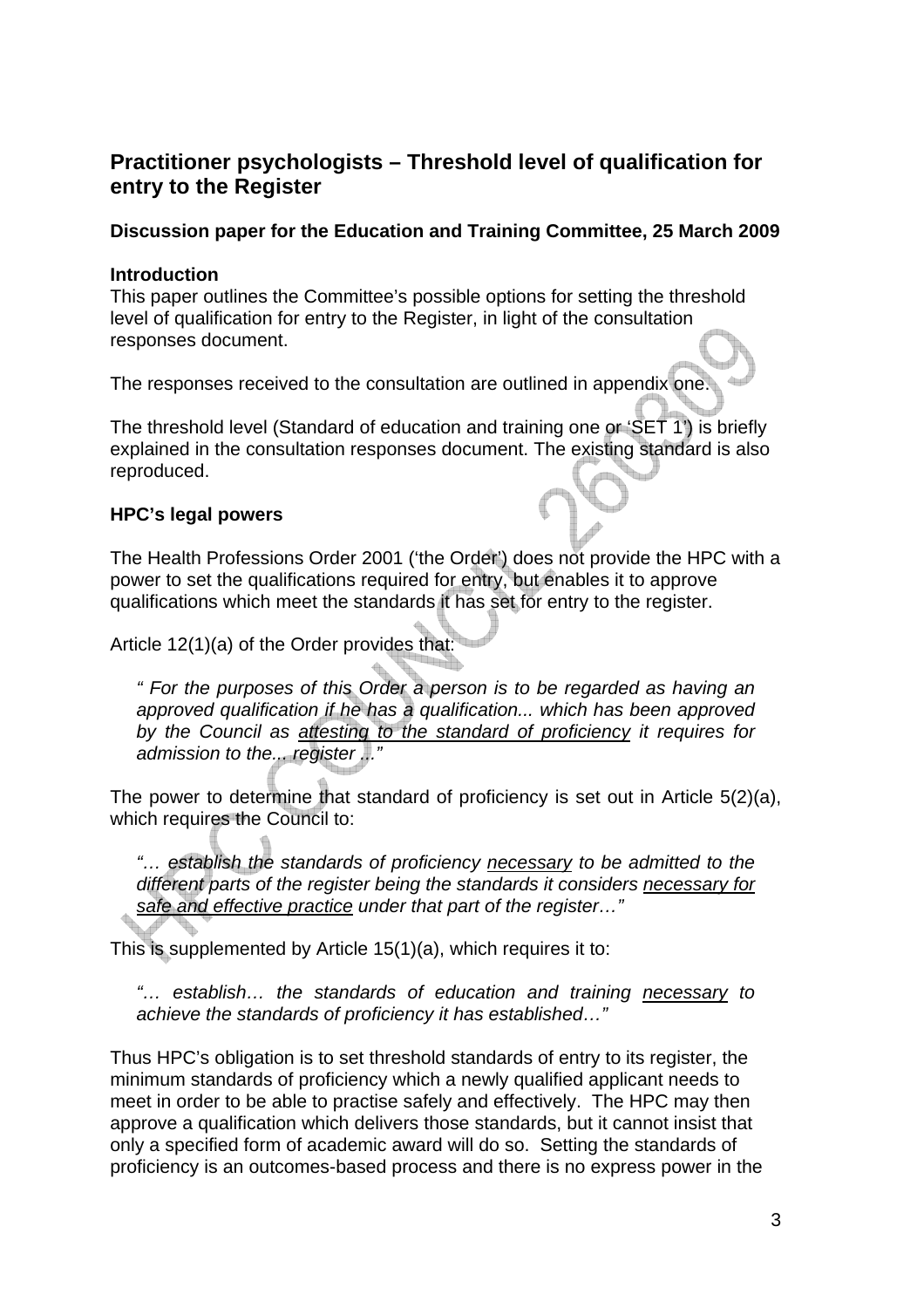## Practitioner psychologists – Threshold level of qualification for entry to the Register

### Discussion paper for the Education and Training Committee, 25 March 2009

#### Introduction

This paper outlines the Committee's possible options for setting the threshold level of qualification for entry to the Register, in light of the consultation responses document.

The responses received to the consultation are outlined in appendix one.

The threshold level (Standard of education and training one or 'SET 1') is briefly explained in the consultation responses document. The existing standard is also reproduced.

#### HPC's legal powers

The Health Professions Order 2001 ('the Order') does not provide the HPC with a power to set the qualifications required for entry, but enables it to approve qualifications which meet the standards it has set for entry to the register.

Article 12(1)(a) of the Order provides that:

> *" For the purposes of this Order a person is to be regarded as having an approved qualification if he has a qualification... which has been approved by the Council as attesting to the standard of proficiency it requires for admission to the... register ..."*

The power to determine that standard of proficiency is set out in Article 5(2)(a), which requires the Council to:

> *"... establish the standards of proficiency necessary to be admitted to the different parts of the register being the standards it considers necessary for safe and effective practice under that part of the register..."*

This is supplemented by Article 15(1)(a), which requires it to:

> *"... establish... the standards of education and training necessary to achieve the standards of proficiency it has established..."*

Thus HPC's obligation is to set threshold standards of entry to its register, the minimum standards of proficiency which a newly qualified applicant needs to meet in order to be able to practise safely and effectively. The HPC may then approve a qualification which delivers those standards, but it cannot insist that only a specified form of academic award will do so. Setting the standards of proficiency is an outcomes-based process and there is no express power in the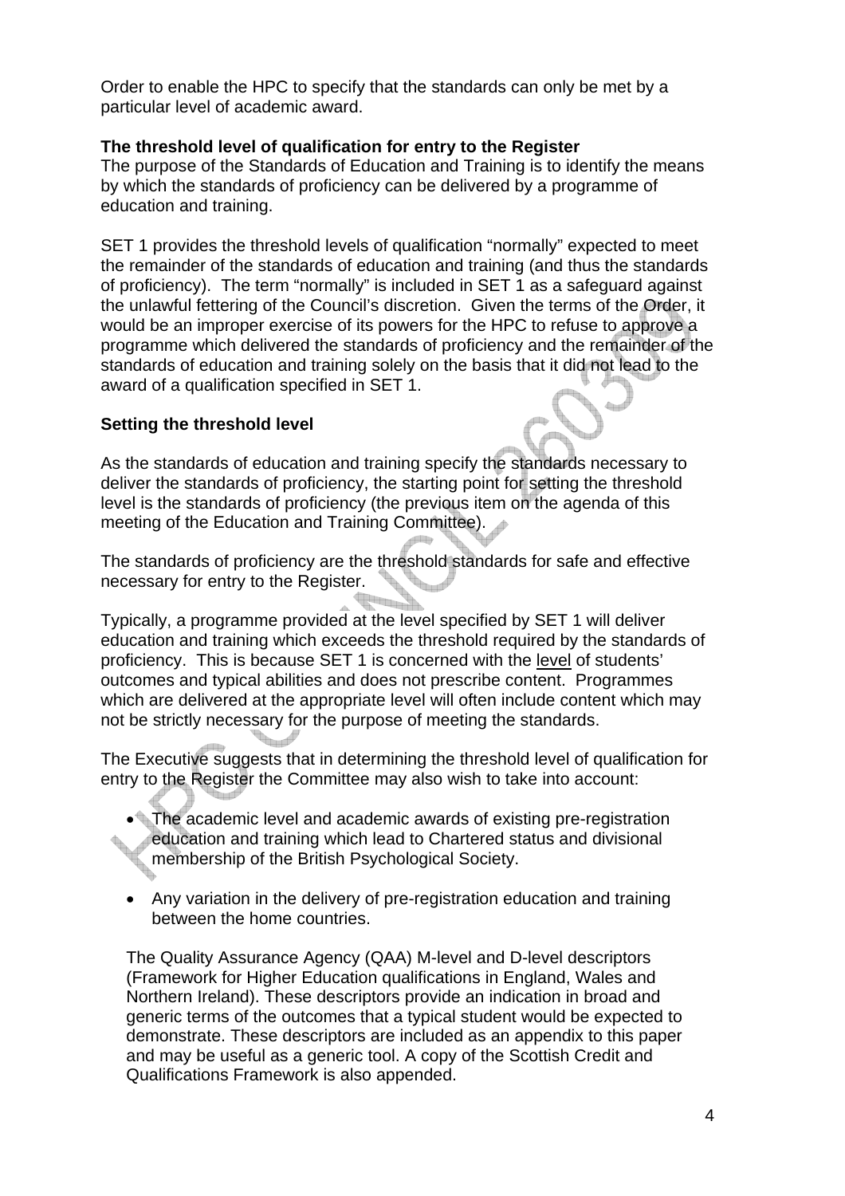Order to enable the HPC to specify that the standards can only be met by a particular level of academic award.

**The threshold level of qualification for entry to the Register**

The purpose of the Standards of Education and Training is to identify the means by which the standards of proficiency can be delivered by a programme of education and training.

SET 1 provides the threshold levels of qualification "normally" expected to meet the remainder of the standards of education and training (and thus the standards of proficiency). The term "normally" is included in SET 1 as a safeguard against the unlawful fettering of the Council's discretion. Given the terms of the Order, it would be an improper exercise of its powers for the HPC to refuse to approve a programme which delivered the standards of proficiency and the remainder of the standards of education and training solely on the basis that it did not lead to the award of a qualification specified in SET 1.

**Setting the threshold level**

As the standards of education and training specify the standards necessary to deliver the standards of proficiency, the starting point for setting the threshold level is the standards of proficiency (the previous item on the agenda of this meeting of the Education and Training Committee).

The standards of proficiency are the threshold standards for safe and effective necessary for entry to the Register.

Typically, a programme provided at the level specified by SET 1 will deliver education and training which exceeds the threshold required by the standards of proficiency. This is because SET 1 is concerned with the level of students' outcomes and typical abilities and does not prescribe content. Programmes which are delivered at the appropriate level will often include content which may not be strictly necessary for the purpose of meeting the standards.

The Executive suggests that in determining the threshold level of qualification for entry to the Register the Committee may also wish to take into account:

- The academic level and academic awards of existing pre-registration education and training which lead to Chartered status and divisional membership of the British Psychological Society.
- Any variation in the delivery of pre-registration education and training between the home countries.

The Quality Assurance Agency (QAA) M-level and D-level descriptors (Framework for Higher Education qualifications in England, Wales and Northern Ireland). These descriptors provide an indication in broad and generic terms of the outcomes that a typical student would be expected to demonstrate. These descriptors are included as an appendix to this paper and may be useful as a generic tool. A copy of the Scottish Credit and Qualifications Framework is also appended.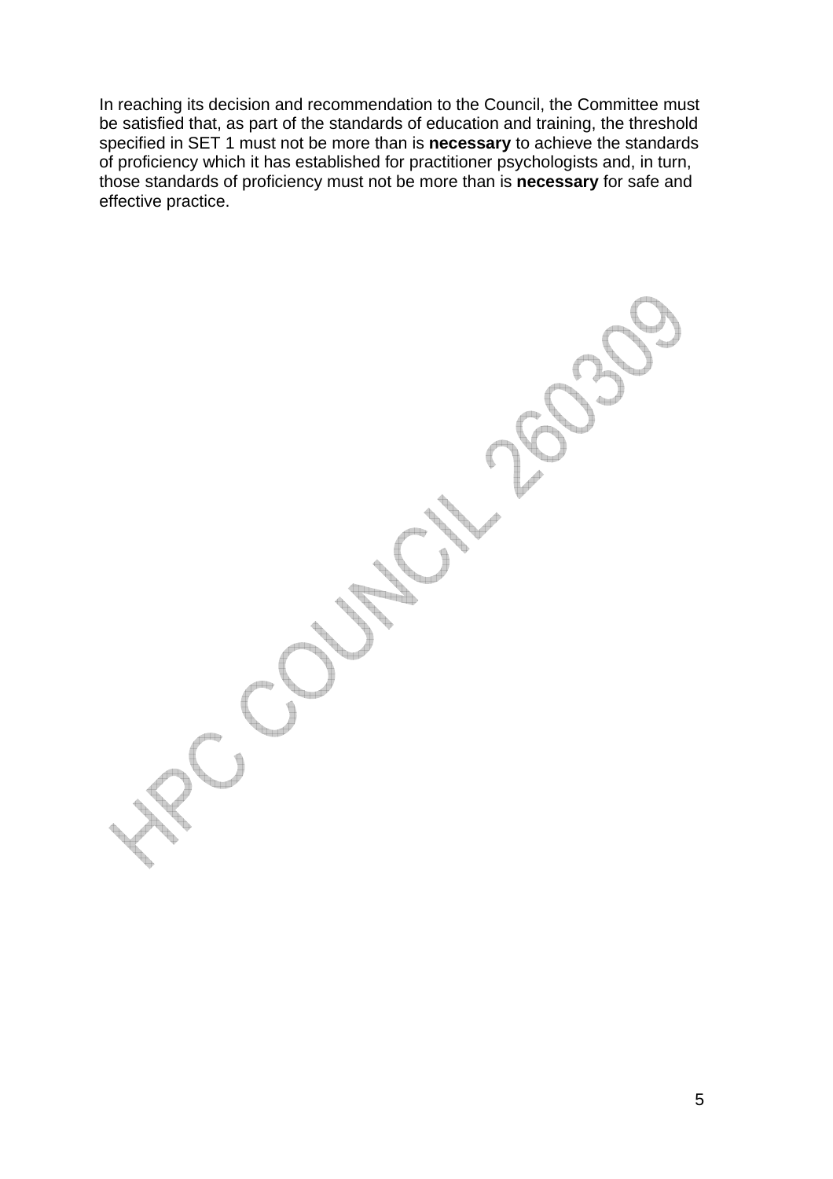In reaching its decision and recommendation to the Council, the Committee must be satisfied that, as part of the standards of education and training, the threshold specified in SET 1 must not be more than is **necessary** to achieve the standards of proficiency which it has established for practitioner psychologists and, in turn, those standards of proficiency must not be more than is **necessary** for safe and effective practice.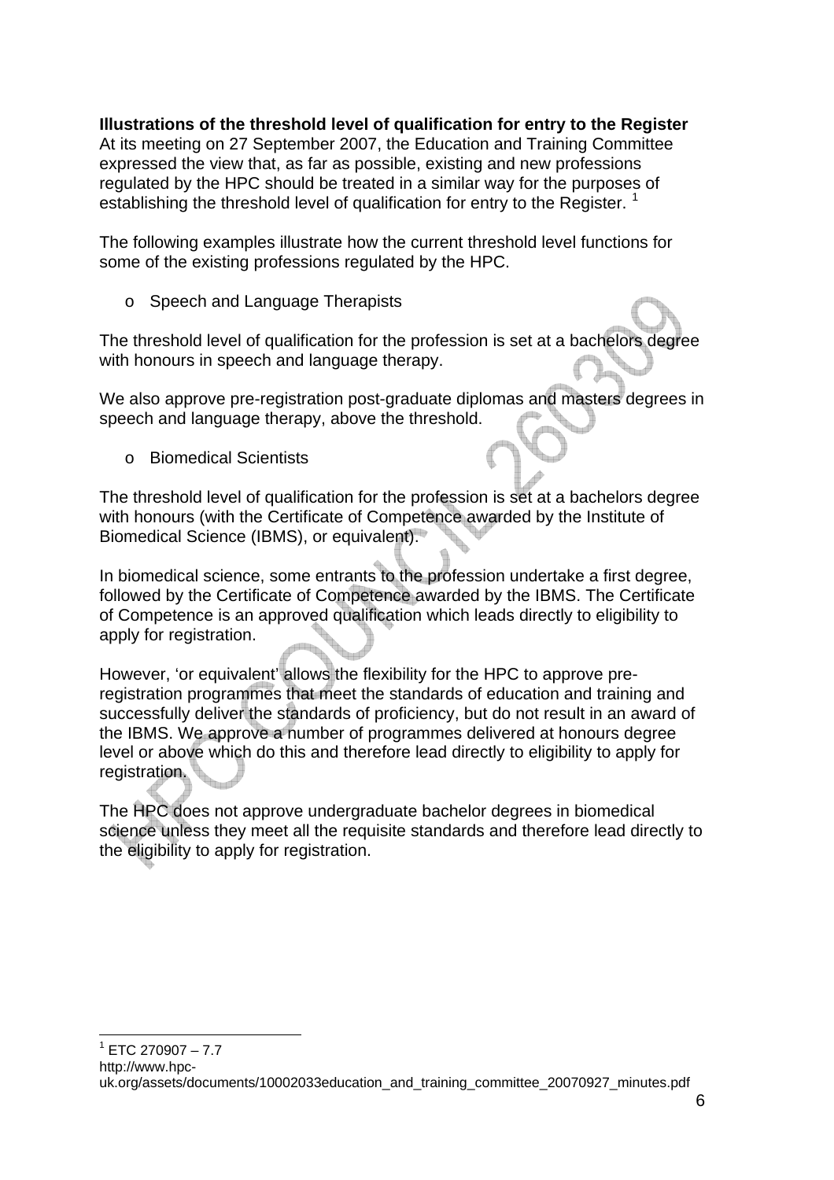**Illustrations of the threshold level of qualification for entry to the Register**

At its meeting on 27 September 2007, the Education and Training Committee expressed the view that, as far as possible, existing and new professions regulated by the HPC should be treated in a similar way for the purposes of establishing the threshold level of qualification for entry to the Register. [1]

The following examples illustrate how the current threshold level functions for some of the existing professions regulated by the HPC.

- Speech and Language Therapists

The threshold level of qualification for the profession is set at a bachelors degree with honours in speech and language therapy.

We also approve pre-registration post-graduate diplomas and masters degrees in speech and language therapy, above the threshold.

- Biomedical Scientists

The threshold level of qualification for the profession is set at a bachelors degree with honours (with the Certificate of Competence awarded by the Institute of Biomedical Science (IBMS), or equivalent).

In biomedical science, some entrants to the profession undertake a first degree, followed by the Certificate of Competence awarded by the IBMS. The Certificate of Competence is an approved qualification which leads directly to eligibility to apply for registration.

However, 'or equivalent' allows the flexibility for the HPC to approve pre-registration programmes that meet the standards of education and training and successfully deliver the standards of proficiency, but do not result in an award of the IBMS. We approve a number of programmes delivered at honours degree level or above which do this and therefore lead directly to eligibility to apply for registration.

The HPC does not approve undergraduate bachelor degrees in biomedical science unless they meet all the requisite standards and therefore lead directly to the eligibility to apply for registration.

---

[1] ETC 270907 – 7.7
http://www.hpc-uk.org/assets/documents/10002033education_and_training_committee_20070927_minutes.pdf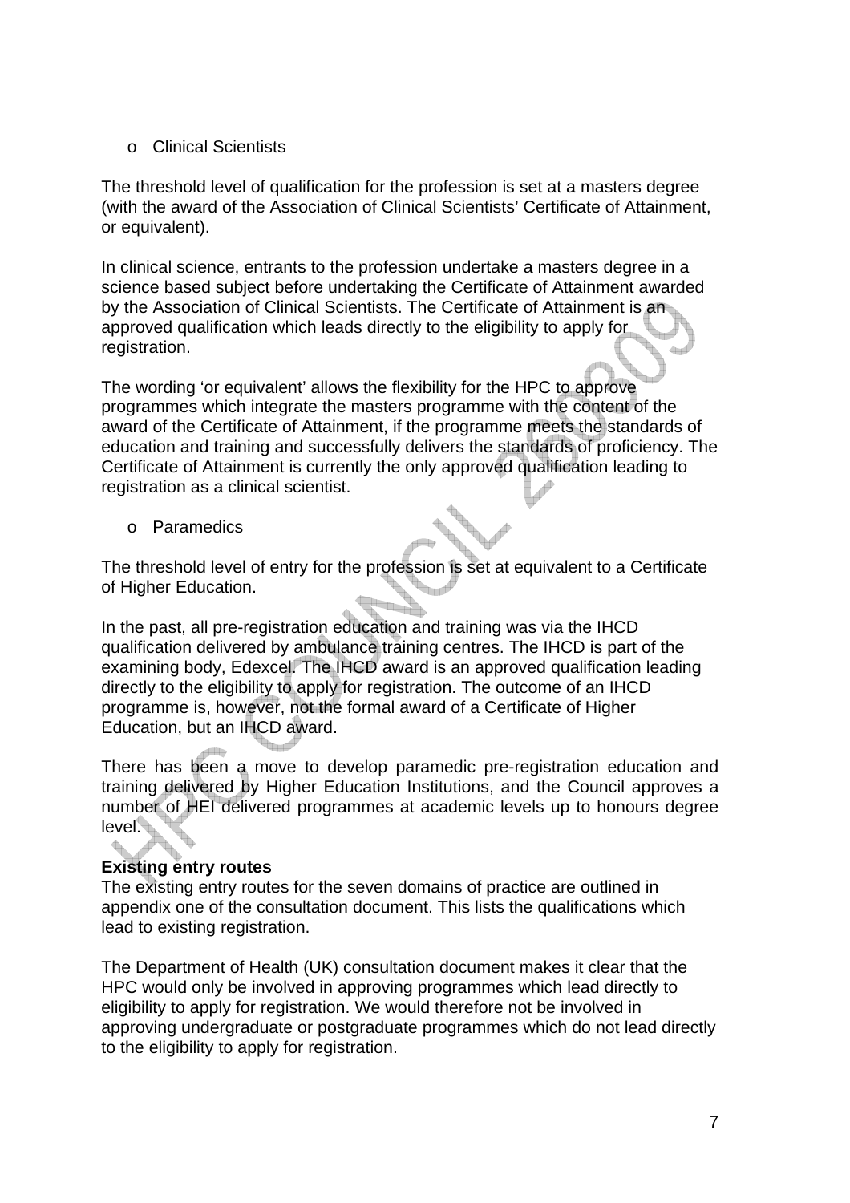- Clinical Scientists

The threshold level of qualification for the profession is set at a masters degree (with the award of the Association of Clinical Scientists' Certificate of Attainment, or equivalent).

In clinical science, entrants to the profession undertake a masters degree in a science based subject before undertaking the Certificate of Attainment awarded by the Association of Clinical Scientists. The Certificate of Attainment is an approved qualification which leads directly to the eligibility to apply for registration.

The wording 'or equivalent' allows the flexibility for the HPC to approve programmes which integrate the masters programme with the content of the award of the Certificate of Attainment, if the programme meets the standards of education and training and successfully delivers the standards of proficiency. The Certificate of Attainment is currently the only approved qualification leading to registration as a clinical scientist.

- Paramedics

The threshold level of entry for the profession is set at equivalent to a Certificate of Higher Education.

In the past, all pre-registration education and training was via the IHCD qualification delivered by ambulance training centres. The IHCD is part of the examining body, Edexcel. The IHCD award is an approved qualification leading directly to the eligibility to apply for registration. The outcome of an IHCD programme is, however, not the formal award of a Certificate of Higher Education, but an IHCD award.

There has been a move to develop paramedic pre-registration education and training delivered by Higher Education Institutions, and the Council approves a number of HEI delivered programmes at academic levels up to honours degree level.

**Existing entry routes**

The existing entry routes for the seven domains of practice are outlined in appendix one of the consultation document. This lists the qualifications which lead to existing registration.

The Department of Health (UK) consultation document makes it clear that the HPC would only be involved in approving programmes which lead directly to eligibility to apply for registration. We would therefore not be involved in approving undergraduate or postgraduate programmes which do not lead directly to the eligibility to apply for registration.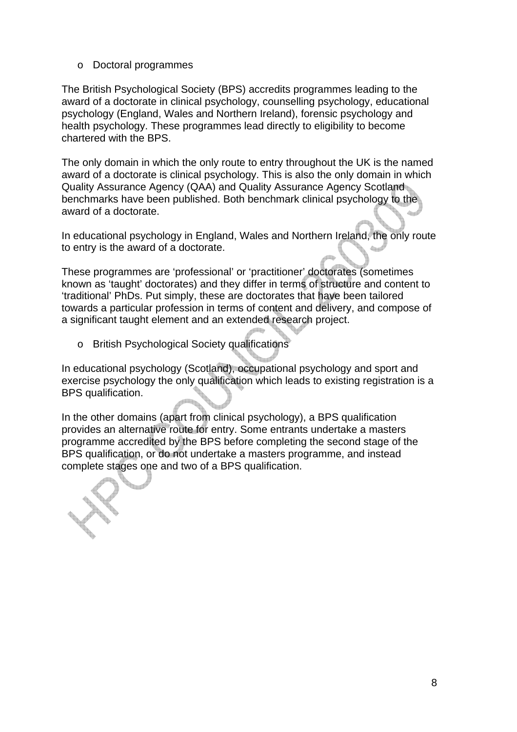- Doctoral programmes

The British Psychological Society (BPS) accredits programmes leading to the award of a doctorate in clinical psychology, counselling psychology, educational psychology (England, Wales and Northern Ireland), forensic psychology and health psychology. These programmes lead directly to eligibility to become chartered with the BPS.

The only domain in which the only route to entry throughout the UK is the named award of a doctorate is clinical psychology. This is also the only domain in which Quality Assurance Agency (QAA) and Quality Assurance Agency Scotland benchmarks have been published. Both benchmark clinical psychology to the award of a doctorate.

In educational psychology in England, Wales and Northern Ireland, the only route to entry is the award of a doctorate.

These programmes are 'professional' or 'practitioner' doctorates (sometimes known as 'taught' doctorates) and they differ in terms of structure and content to 'traditional' PhDs. Put simply, these are doctorates that have been tailored towards a particular profession in terms of content and delivery, and compose of a significant taught element and an extended research project.

- British Psychological Society qualifications

In educational psychology (Scotland), occupational psychology and sport and exercise psychology the only qualification which leads to existing registration is a BPS qualification.

In the other domains (apart from clinical psychology), a BPS qualification provides an alternative route for entry. Some entrants undertake a masters programme accredited by the BPS before completing the second stage of the BPS qualification, or do not undertake a masters programme, and instead complete stages one and two of a BPS qualification.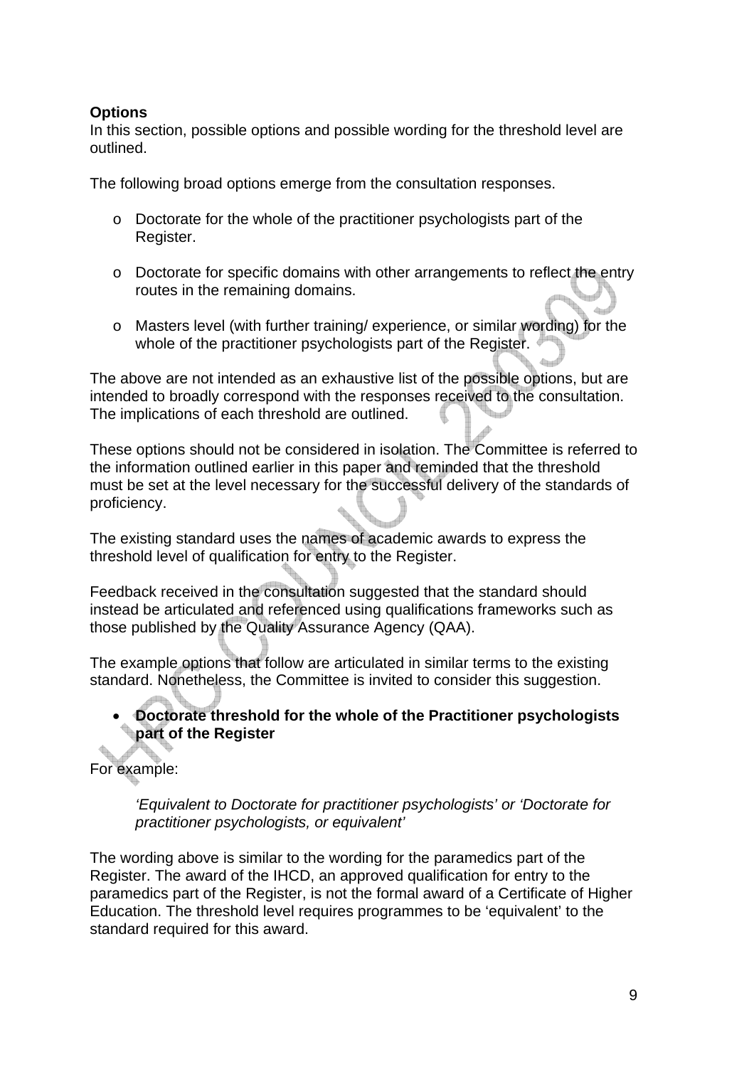**Options**

In this section, possible options and possible wording for the threshold level are outlined.

The following broad options emerge from the consultation responses.

- Doctorate for the whole of the practitioner psychologists part of the Register.
- Doctorate for specific domains with other arrangements to reflect the entry routes in the remaining domains.
- Masters level (with further training/ experience, or similar wording) for the whole of the practitioner psychologists part of the Register.

The above are not intended as an exhaustive list of the possible options, but are intended to broadly correspond with the responses received to the consultation. The implications of each threshold are outlined.

These options should not be considered in isolation. The Committee is referred to the information outlined earlier in this paper and reminded that the threshold must be set at the level necessary for the successful delivery of the standards of proficiency.

The existing standard uses the names of academic awards to express the threshold level of qualification for entry to the Register.

Feedback received in the consultation suggested that the standard should instead be articulated and referenced using qualifications frameworks such as those published by the Quality Assurance Agency (QAA).

The example options that follow are articulated in similar terms to the existing standard. Nonetheless, the Committee is invited to consider this suggestion.

- **Doctorate threshold for the whole of the Practitioner psychologists part of the Register**

For example:

> *'Equivalent to Doctorate for practitioner psychologists' or 'Doctorate for practitioner psychologists, or equivalent'*

The wording above is similar to the wording for the paramedics part of the Register. The award of the IHCD, an approved qualification for entry to the paramedics part of the Register, is not the formal award of a Certificate of Higher Education. The threshold level requires programmes to be 'equivalent' to the standard required for this award.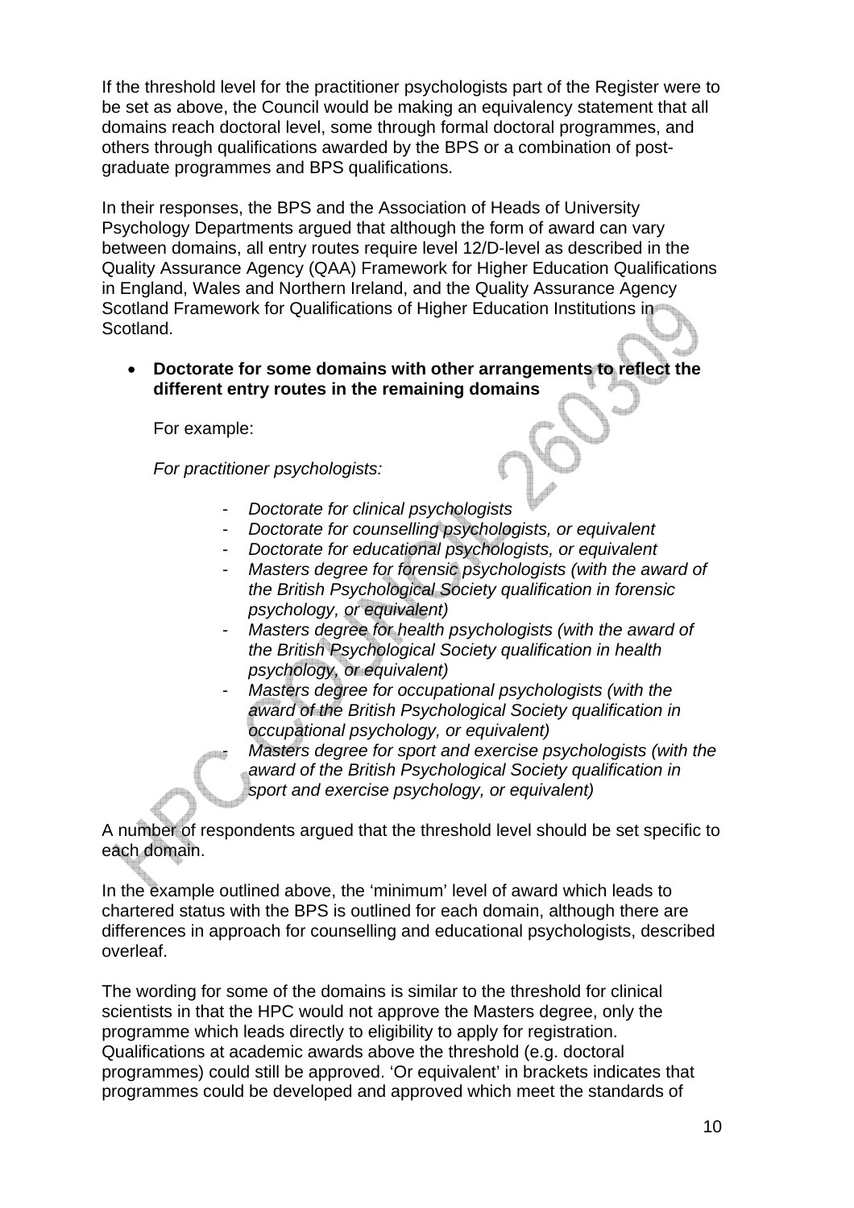If the threshold level for the practitioner psychologists part of the Register were to be set as above, the Council would be making an equivalency statement that all domains reach doctoral level, some through formal doctoral programmes, and others through qualifications awarded by the BPS or a combination of post-graduate programmes and BPS qualifications.

In their responses, the BPS and the Association of Heads of University Psychology Departments argued that although the form of award can vary between domains, all entry routes require level 12/D-level as described in the Quality Assurance Agency (QAA) Framework for Higher Education Qualifications in England, Wales and Northern Ireland, and the Quality Assurance Agency Scotland Framework for Qualifications of Higher Education Institutions in Scotland.

- **Doctorate for some domains with other arrangements to reflect the different entry routes in the remaining domains**

  For example:

  *For practitioner psychologists:*

  - *Doctorate for clinical psychologists*
  - *Doctorate for counselling psychologists, or equivalent*
  - *Doctorate for educational psychologists, or equivalent*
  - *Masters degree for forensic psychologists (with the award of the British Psychological Society qualification in forensic psychology, or equivalent)*
  - *Masters degree for health psychologists (with the award of the British Psychological Society qualification in health psychology, or equivalent)*
  - *Masters degree for occupational psychologists (with the award of the British Psychological Society qualification in occupational psychology, or equivalent)*
  - *Masters degree for sport and exercise psychologists (with the award of the British Psychological Society qualification in sport and exercise psychology, or equivalent)*

A number of respondents argued that the threshold level should be set specific to each domain.

In the example outlined above, the 'minimum' level of award which leads to chartered status with the BPS is outlined for each domain, although there are differences in approach for counselling and educational psychologists, described overleaf.

The wording for some of the domains is similar to the threshold for clinical scientists in that the HPC would not approve the Masters degree, only the programme which leads directly to eligibility to apply for registration. Qualifications at academic awards above the threshold (e.g. doctoral programmes) could still be approved. 'Or equivalent' in brackets indicates that programmes could be developed and approved which meet the standards of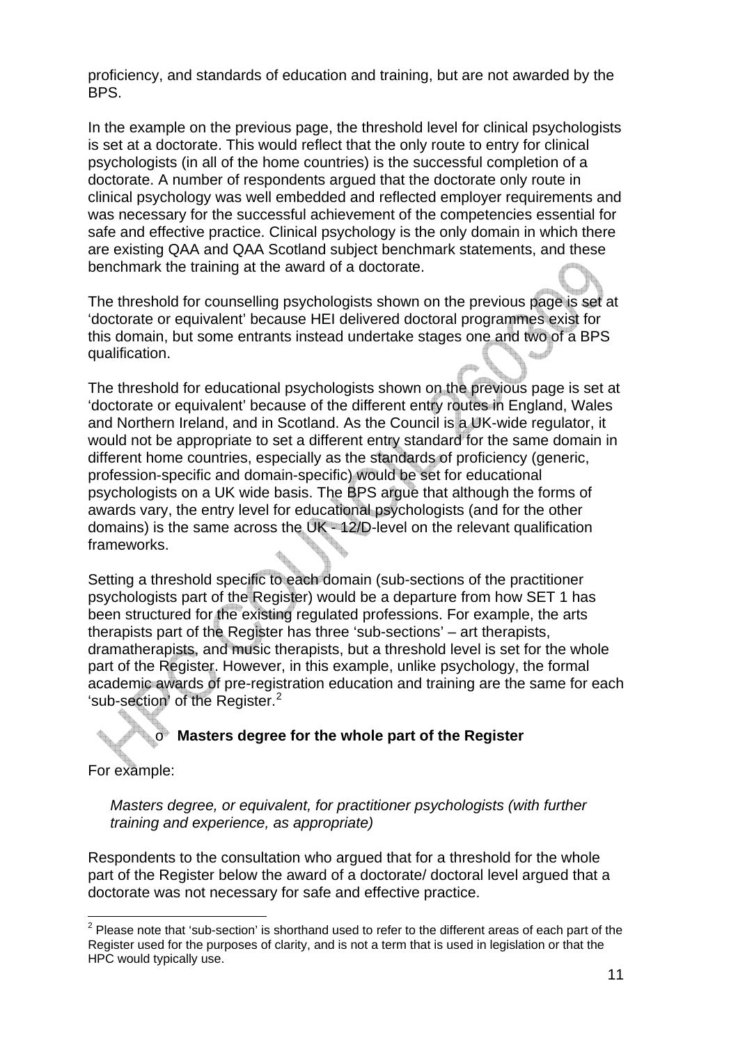proficiency, and standards of education and training, but are not awarded by the BPS.

In the example on the previous page, the threshold level for clinical psychologists is set at a doctorate. This would reflect that the only route to entry for clinical psychologists (in all of the home countries) is the successful completion of a doctorate. A number of respondents argued that the doctorate only route in clinical psychology was well embedded and reflected employer requirements and was necessary for the successful achievement of the competencies essential for safe and effective practice. Clinical psychology is the only domain in which there are existing QAA and QAA Scotland subject benchmark statements, and these benchmark the training at the award of a doctorate.

The threshold for counselling psychologists shown on the previous page is set at 'doctorate or equivalent' because HEI delivered doctoral programmes exist for this domain, but some entrants instead undertake stages one and two of a BPS qualification.

The threshold for educational psychologists shown on the previous page is set at 'doctorate or equivalent' because of the different entry routes in England, Wales and Northern Ireland, and in Scotland. As the Council is a UK-wide regulator, it would not be appropriate to set a different entry standard for the same domain in different home countries, especially as the standards of proficiency (generic, profession-specific and domain-specific) would be set for educational psychologists on a UK wide basis. The BPS argue that although the forms of awards vary, the entry level for educational psychologists (and for the other domains) is the same across the UK - 12/D-level on the relevant qualification frameworks.

Setting a threshold specific to each domain (sub-sections of the practitioner psychologists part of the Register) would be a departure from how SET 1 has been structured for the existing regulated professions. For example, the arts therapists part of the Register has three 'sub-sections' – art therapists, dramatherapists, and music therapists, but a threshold level is set for the whole part of the Register. However, in this example, unlike psychology, the formal academic awards of pre-registration education and training are the same for each 'sub-section' of the Register.[2]

- **Masters degree for the whole part of the Register**

For example:

*Masters degree, or equivalent, for practitioner psychologists (with further training and experience, as appropriate)*

Respondents to the consultation who argued that for a threshold for the whole part of the Register below the award of a doctorate/ doctoral level argued that a doctorate was not necessary for safe and effective practice.

[2] Please note that 'sub-section' is shorthand used to refer to the different areas of each part of the Register used for the purposes of clarity, and is not a term that is used in legislation or that the HPC would typically use.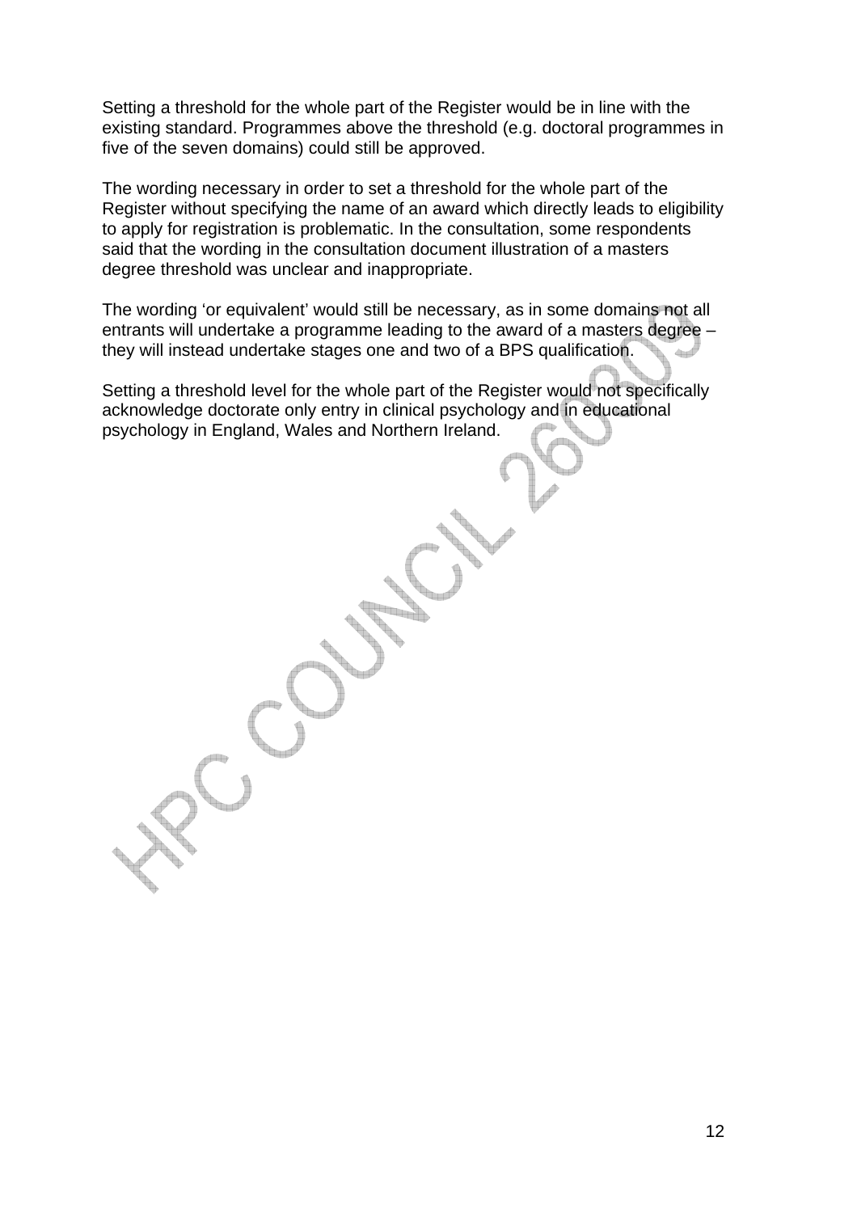Setting a threshold for the whole part of the Register would be in line with the existing standard. Programmes above the threshold (e.g. doctoral programmes in five of the seven domains) could still be approved.

The wording necessary in order to set a threshold for the whole part of the Register without specifying the name of an award which directly leads to eligibility to apply for registration is problematic. In the consultation, some respondents said that the wording in the consultation document illustration of a masters degree threshold was unclear and inappropriate.

The wording 'or equivalent' would still be necessary, as in some domains not all entrants will undertake a programme leading to the award of a masters degree – they will instead undertake stages one and two of a BPS qualification.

Setting a threshold level for the whole part of the Register would not specifically acknowledge doctorate only entry in clinical psychology and in educational psychology in England, Wales and Northern Ireland.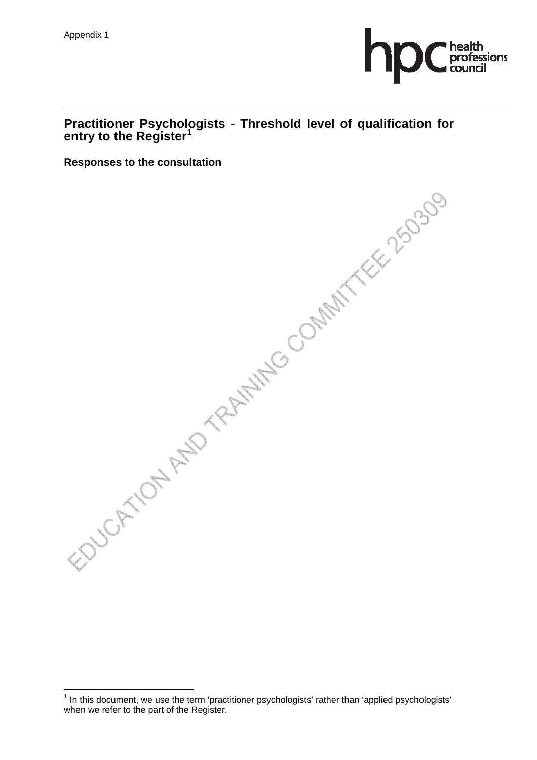Appendix 1

# Practitioner Psychologists - Threshold level of qualification for entry to the Register[1]

**Responses to the consultation**

[1] In this document, we use the term 'practitioner psychologists' rather than 'applied psychologists' when we refer to the part of the Register.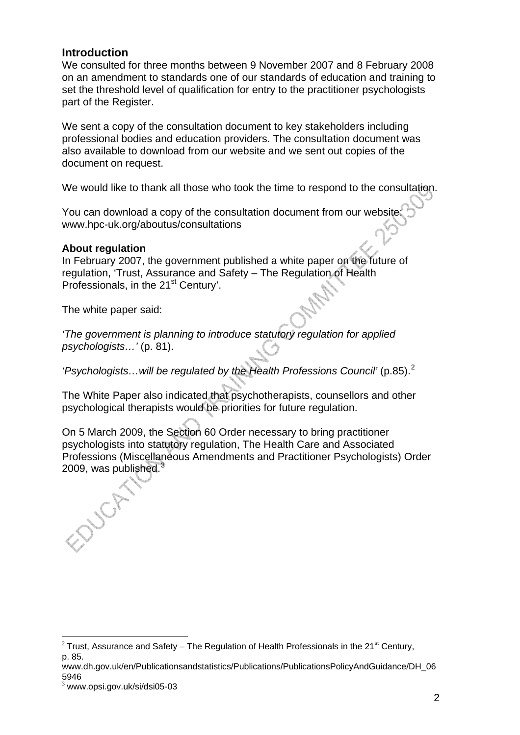## Introduction

We consulted for three months between 9 November 2007 and 8 February 2008 on an amendment to standards one of our standards of education and training to set the threshold level of qualification for entry to the practitioner psychologists part of the Register.

We sent a copy of the consultation document to key stakeholders including professional bodies and education providers. The consultation document was also available to download from our website and we sent out copies of the document on request.

We would like to thank all those who took the time to respond to the consultation.

You can download a copy of the consultation document from our website: www.hpc-uk.org/aboutus/consultations

### About regulation

In February 2007, the government published a white paper on the future of regulation, 'Trust, Assurance and Safety – The Regulation of Health Professionals, in the 21st Century'.

The white paper said:

*'The government is planning to introduce statutory regulation for applied psychologists…'* (p. 81).

*'Psychologists…will be regulated by the Health Professions Council'* (p.85).[2]

The White Paper also indicated that psychotherapists, counsellors and other psychological therapists would be priorities for future regulation.

On 5 March 2009, the Section 60 Order necessary to bring practitioner psychologists into statutory regulation, The Health Care and Associated Professions (Miscellaneous Amendments and Practitioner Psychologists) Order 2009, was published.[3]

---

[2] Trust, Assurance and Safety – The Regulation of Health Professionals in the 21st Century, p. 85.
www.dh.gov.uk/en/Publicationsandstatistics/Publications/PublicationsPolicyAndGuidance/DH_065946

[3] www.opsi.gov.uk/si/dsi05-03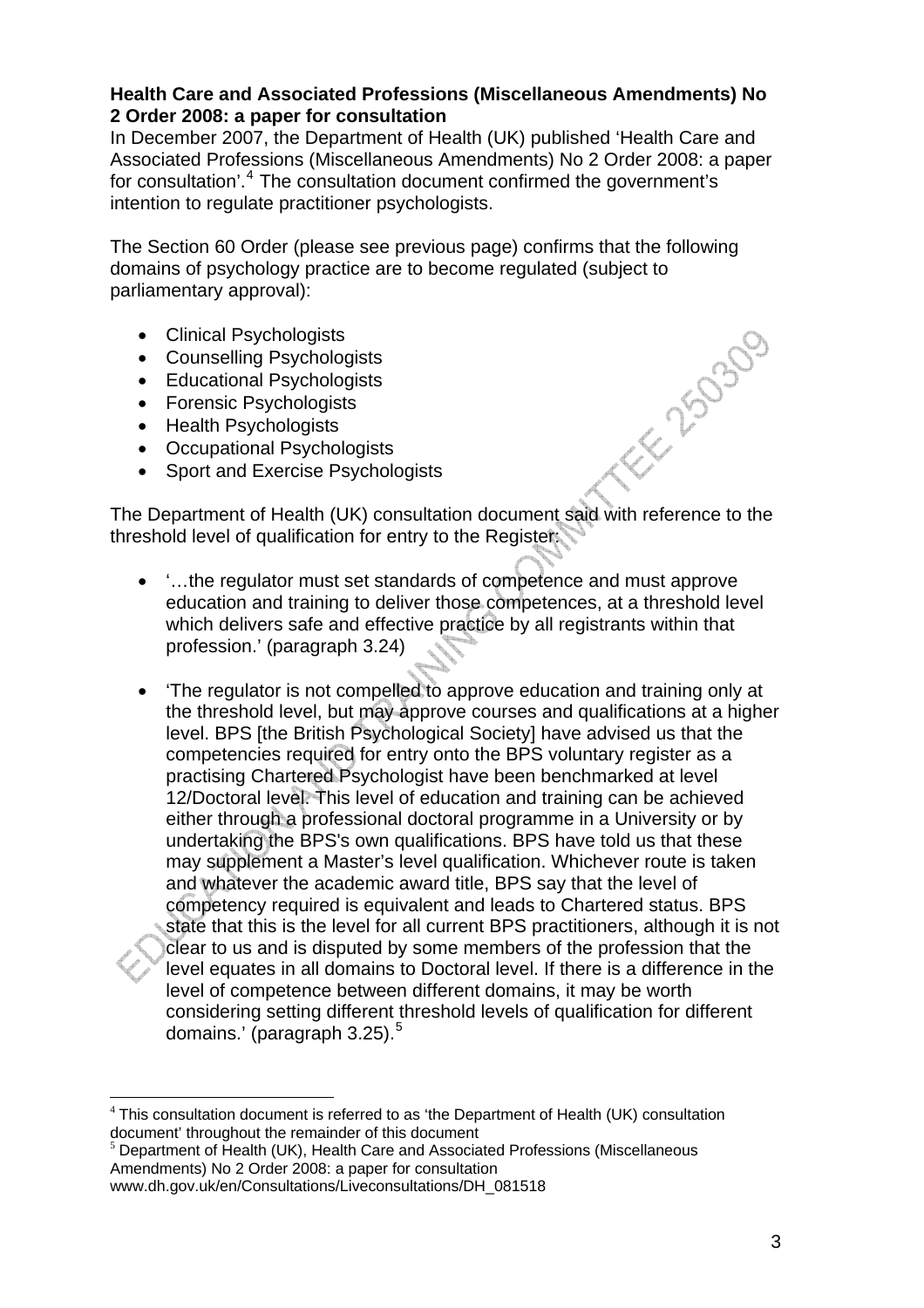**Health Care and Associated Professions (Miscellaneous Amendments) No 2 Order 2008: a paper for consultation**

In December 2007, the Department of Health (UK) published 'Health Care and Associated Professions (Miscellaneous Amendments) No 2 Order 2008: a paper for consultation'.[4] The consultation document confirmed the government's intention to regulate practitioner psychologists.

The Section 60 Order (please see previous page) confirms that the following domains of psychology practice are to become regulated (subject to parliamentary approval):

- Clinical Psychologists
- Counselling Psychologists
- Educational Psychologists
- Forensic Psychologists
- Health Psychologists
- Occupational Psychologists
- Sport and Exercise Psychologists

The Department of Health (UK) consultation document said with reference to the threshold level of qualification for entry to the Register:

- '…the regulator must set standards of competence and must approve education and training to deliver those competences, at a threshold level which delivers safe and effective practice by all registrants within that profession.' (paragraph 3.24)

- 'The regulator is not compelled to approve education and training only at the threshold level, but may approve courses and qualifications at a higher level. BPS [the British Psychological Society] have advised us that the competencies required for entry onto the BPS voluntary register as a practising Chartered Psychologist have been benchmarked at level 12/Doctoral level. This level of education and training can be achieved either through a professional doctoral programme in a University or by undertaking the BPS's own qualifications. BPS have told us that these may supplement a Master's level qualification. Whichever route is taken and whatever the academic award title, BPS say that the level of competency required is equivalent and leads to Chartered status. BPS state that this is the level for all current BPS practitioners, although it is not clear to us and is disputed by some members of the profession that the level equates in all domains to Doctoral level. If there is a difference in the level of competence between different domains, it may be worth considering setting different threshold levels of qualification for different domains.' (paragraph 3.25).[5]

---

[4] This consultation document is referred to as 'the Department of Health (UK) consultation document' throughout the remainder of this document

[5] Department of Health (UK), Health Care and Associated Professions (Miscellaneous Amendments) No 2 Order 2008: a paper for consultation www.dh.gov.uk/en/Consultations/Liveconsultations/DH_081518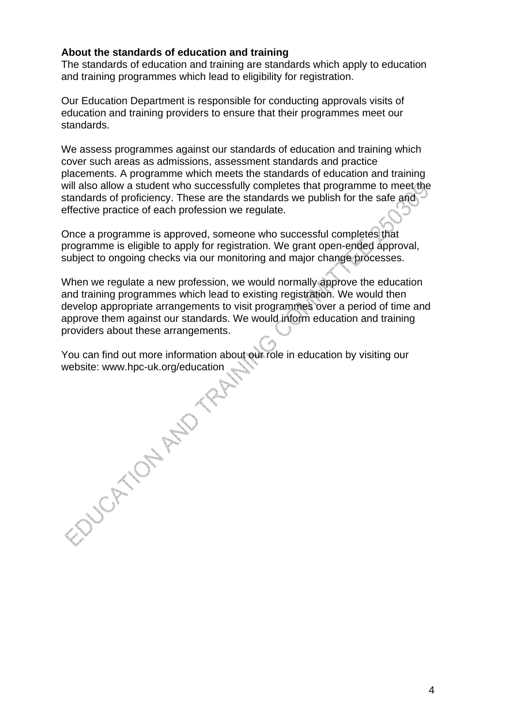**About the standards of education and training**

The standards of education and training are standards which apply to education and training programmes which lead to eligibility for registration.

Our Education Department is responsible for conducting approvals visits of education and training providers to ensure that their programmes meet our standards.

We assess programmes against our standards of education and training which cover such areas as admissions, assessment standards and practice placements. A programme which meets the standards of education and training will also allow a student who successfully completes that programme to meet the standards of proficiency. These are the standards we publish for the safe and effective practice of each profession we regulate.

Once a programme is approved, someone who successful completes that programme is eligible to apply for registration. We grant open-ended approval, subject to ongoing checks via our monitoring and major change processes.

When we regulate a new profession, we would normally approve the education and training programmes which lead to existing registration. We would then develop appropriate arrangements to visit programmes over a period of time and approve them against our standards. We would inform education and training providers about these arrangements.

You can find out more information about our role in education by visiting our website: www.hpc-uk.org/education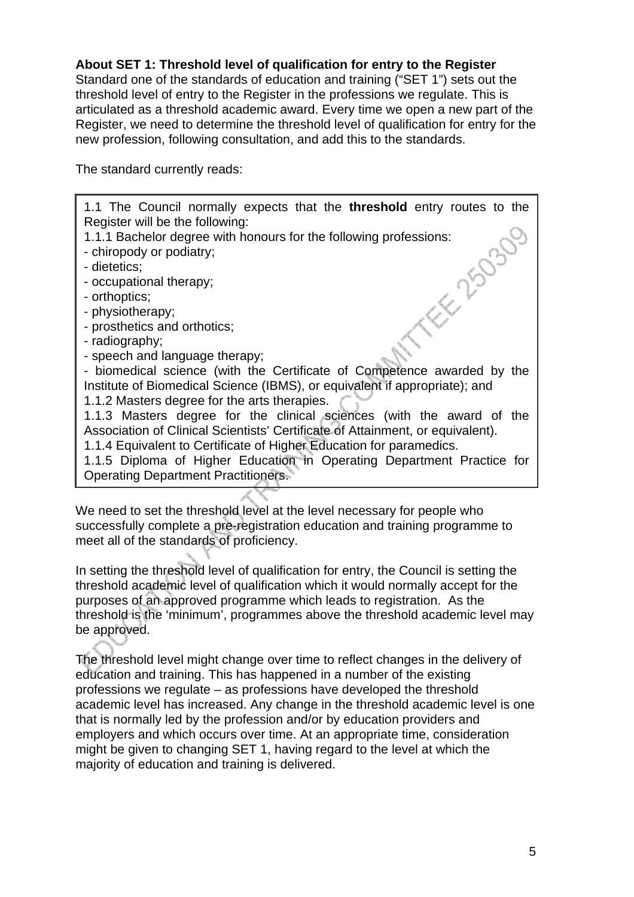**About SET 1: Threshold level of qualification for entry to the Register**
Standard one of the standards of education and training ("SET 1") sets out the threshold level of entry to the Register in the professions we regulate. This is articulated as a threshold academic award. Every time we open a new part of the Register, we need to determine the threshold level of qualification for entry for the new profession, following consultation, and add this to the standards.

The standard currently reads:

> 1.1 The Council normally expects that the **threshold** entry routes to the Register will be the following:
> 1.1.1 Bachelor degree with honours for the following professions:
> - chiropody or podiatry;
> - dietetics;
> - occupational therapy;
> - orthoptics;
> - physiotherapy;
> - prosthetics and orthotics;
> - radiography;
> - speech and language therapy;
> - biomedical science (with the Certificate of Competence awarded by the Institute of Biomedical Science (IBMS), or equivalent if appropriate); and
>
> 1.1.2 Masters degree for the arts therapies.
> 1.1.3 Masters degree for the clinical sciences (with the award of the Association of Clinical Scientists' Certificate of Attainment, or equivalent).
> 1.1.4 Equivalent to Certificate of Higher Education for paramedics.
> 1.1.5 Diploma of Higher Education in Operating Department Practice for Operating Department Practitioners.

We need to set the threshold level at the level necessary for people who successfully complete a pre-registration education and training programme to meet all of the standards of proficiency.

In setting the threshold level of qualification for entry, the Council is setting the threshold academic level of qualification which it would normally accept for the purposes of an approved programme which leads to registration. As the threshold is the 'minimum', programmes above the threshold academic level may be approved.

The threshold level might change over time to reflect changes in the delivery of education and training. This has happened in a number of the existing professions we regulate – as professions have developed the threshold academic level has increased. Any change in the threshold academic level is one that is normally led by the profession and/or by education providers and employers and which occurs over time. At an appropriate time, consideration might be given to changing SET 1, having regard to the level at which the majority of education and training is delivered.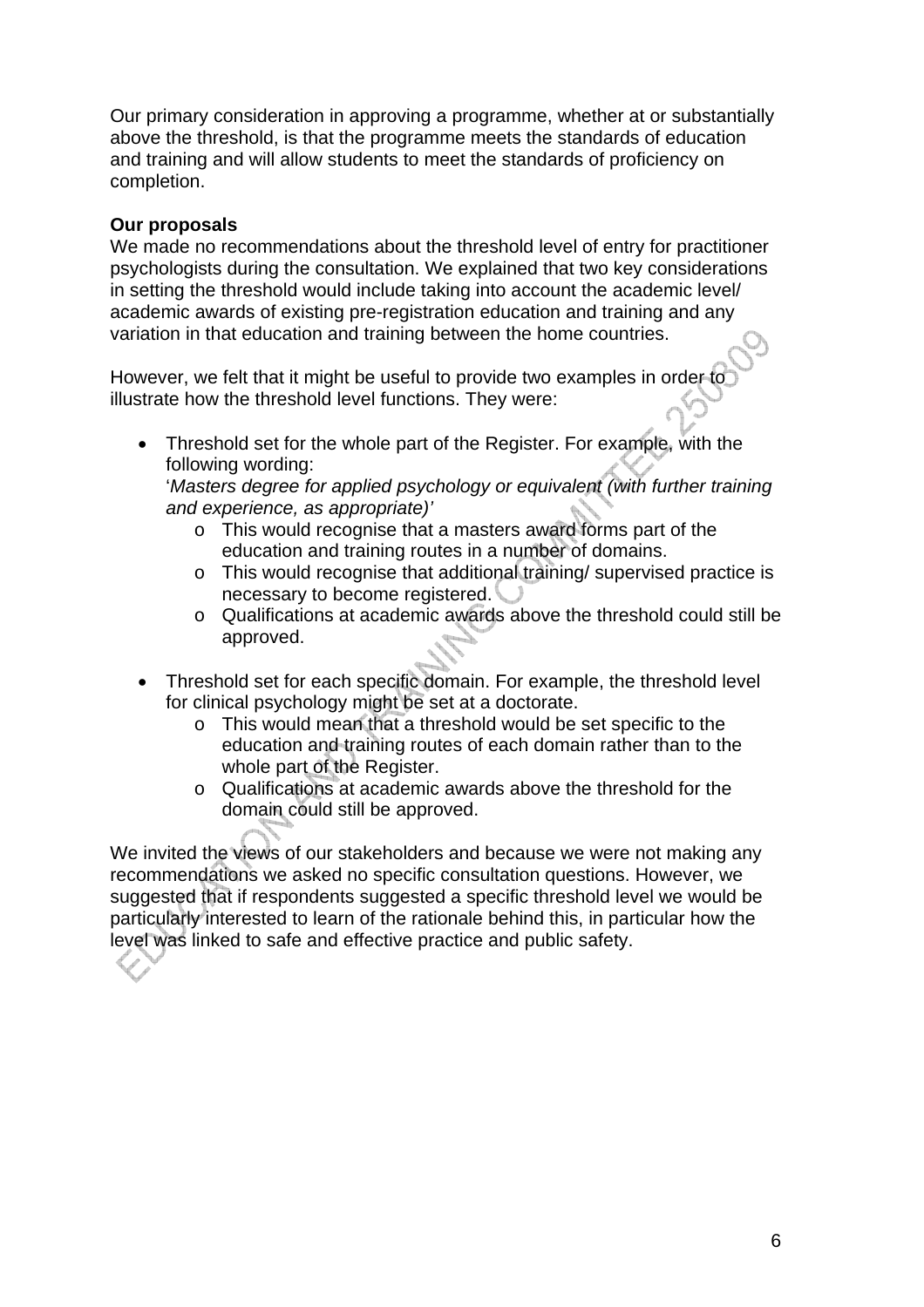Our primary consideration in approving a programme, whether at or substantially above the threshold, is that the programme meets the standards of education and training and will allow students to meet the standards of proficiency on completion.

**Our proposals**

We made no recommendations about the threshold level of entry for practitioner psychologists during the consultation. We explained that two key considerations in setting the threshold would include taking into account the academic level/ academic awards of existing pre-registration education and training and any variation in that education and training between the home countries.

However, we felt that it might be useful to provide two examples in order to illustrate how the threshold level functions. They were:

- Threshold set for the whole part of the Register. For example, with the following wording:
  '*Masters degree for applied psychology or equivalent (with further training and experience, as appropriate)'*
    - This would recognise that a masters award forms part of the education and training routes in a number of domains.
    - This would recognise that additional training/ supervised practice is necessary to become registered.
    - Qualifications at academic awards above the threshold could still be approved.

- Threshold set for each specific domain. For example, the threshold level for clinical psychology might be set at a doctorate.
    - This would mean that a threshold would be set specific to the education and training routes of each domain rather than to the whole part of the Register.
    - Qualifications at academic awards above the threshold for the domain could still be approved.

We invited the views of our stakeholders and because we were not making any recommendations we asked no specific consultation questions. However, we suggested that if respondents suggested a specific threshold level we would be particularly interested to learn of the rationale behind this, in particular how the level was linked to safe and effective practice and public safety.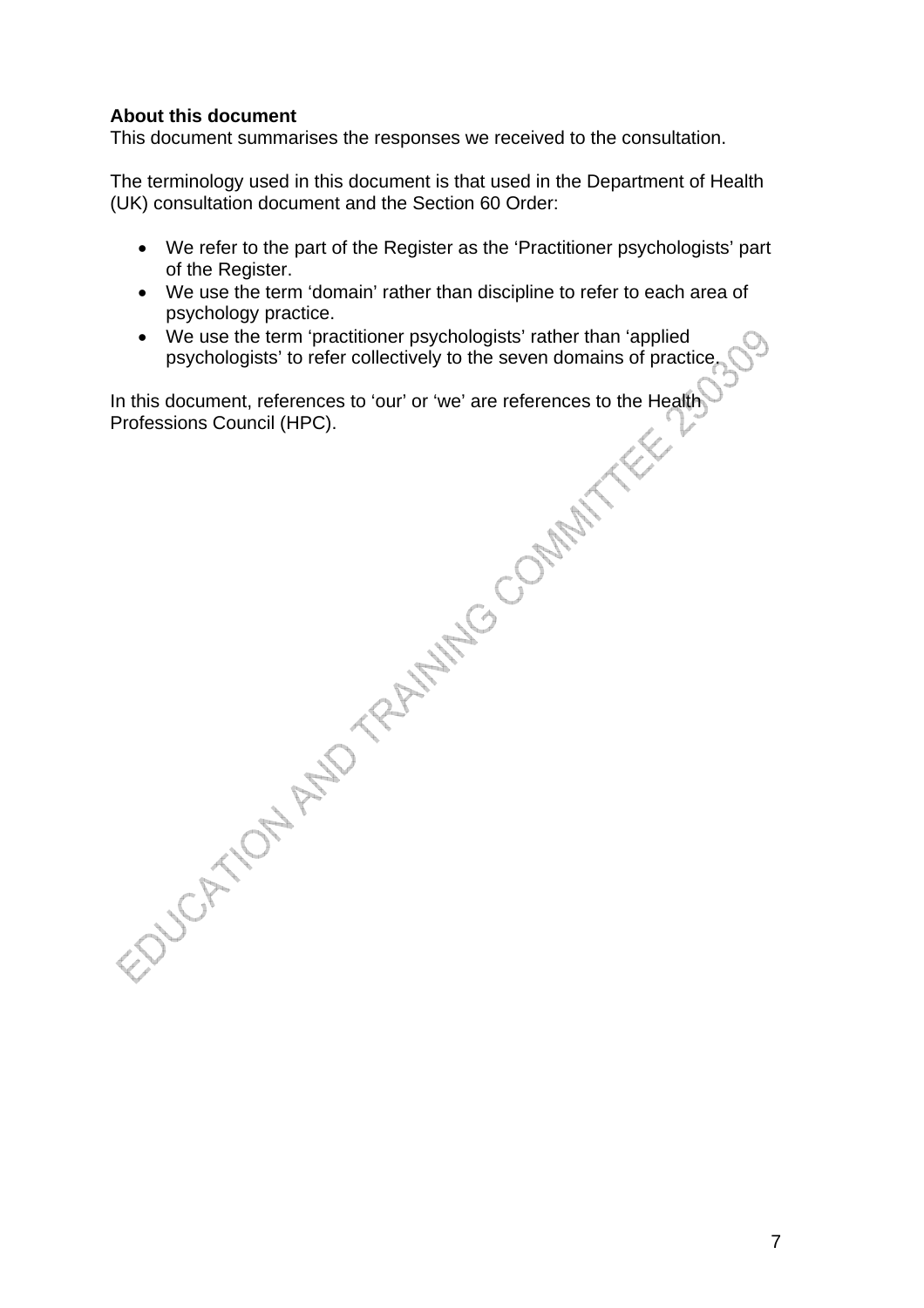**About this document**

This document summarises the responses we received to the consultation.

The terminology used in this document is that used in the Department of Health (UK) consultation document and the Section 60 Order:

- We refer to the part of the Register as the 'Practitioner psychologists' part of the Register.
- We use the term 'domain' rather than discipline to refer to each area of psychology practice.
- We use the term 'practitioner psychologists' rather than 'applied psychologists' to refer collectively to the seven domains of practice.

In this document, references to 'our' or 'we' are references to the Health Professions Council (HPC).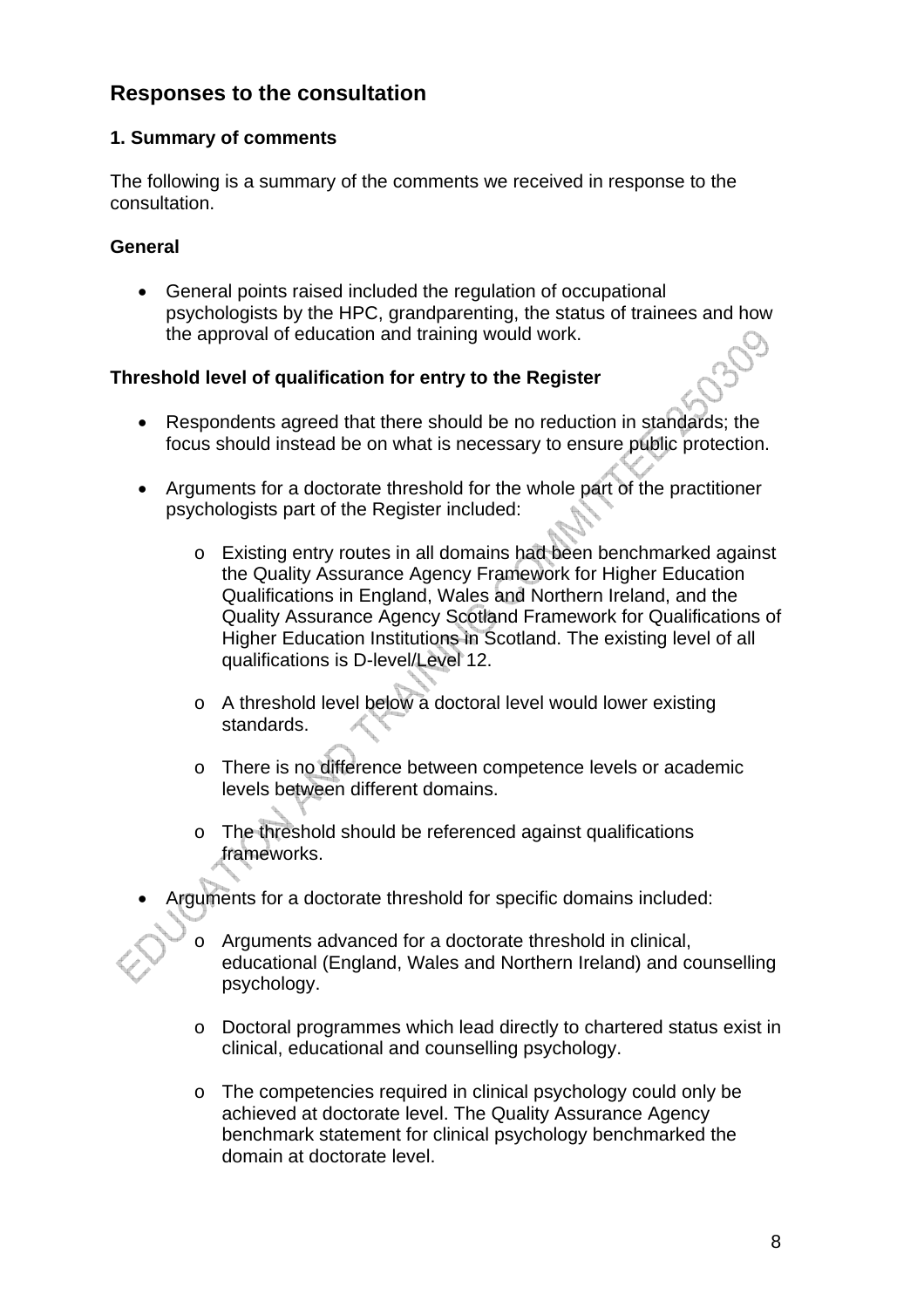## Responses to the consultation

### 1. Summary of comments

The following is a summary of the comments we received in response to the consultation.

**General**

- General points raised included the regulation of occupational psychologists by the HPC, grandparenting, the status of trainees and how the approval of education and training would work.

**Threshold level of qualification for entry to the Register**

- Respondents agreed that there should be no reduction in standards; the focus should instead be on what is necessary to ensure public protection.

- Arguments for a doctorate threshold for the whole part of the practitioner psychologists part of the Register included:

  - Existing entry routes in all domains had been benchmarked against the Quality Assurance Agency Framework for Higher Education Qualifications in England, Wales and Northern Ireland, and the Quality Assurance Agency Scotland Framework for Qualifications of Higher Education Institutions in Scotland. The existing level of all qualifications is D-level/Level 12.

  - A threshold level below a doctoral level would lower existing standards.

  - There is no difference between competence levels or academic levels between different domains.

  - The threshold should be referenced against qualifications frameworks.

- Arguments for a doctorate threshold for specific domains included:

  - Arguments advanced for a doctorate threshold in clinical, educational (England, Wales and Northern Ireland) and counselling psychology.

  - Doctoral programmes which lead directly to chartered status exist in clinical, educational and counselling psychology.

  - The competencies required in clinical psychology could only be achieved at doctorate level. The Quality Assurance Agency benchmark statement for clinical psychology benchmarked the domain at doctorate level.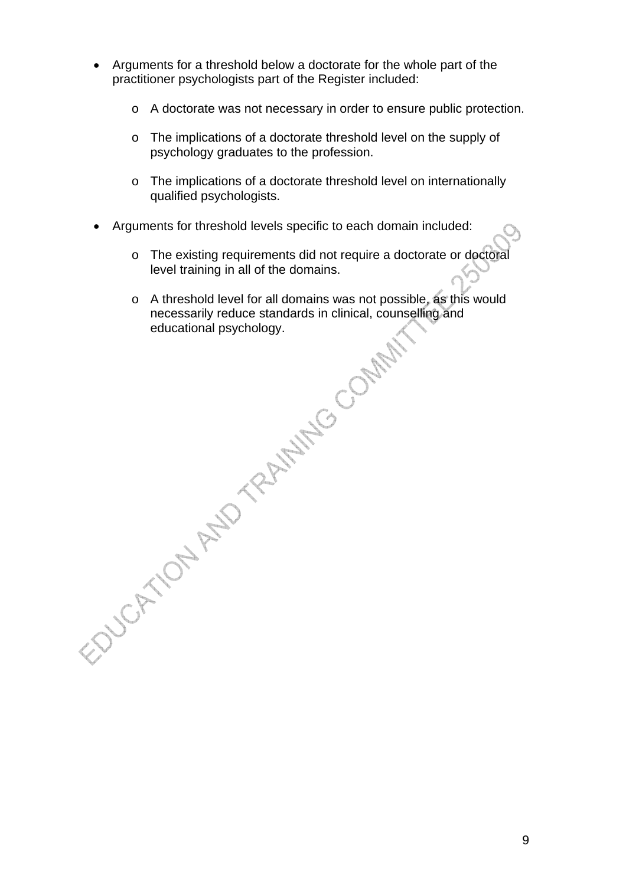- Arguments for a threshold below a doctorate for the whole part of the practitioner psychologists part of the Register included:
  - A doctorate was not necessary in order to ensure public protection.
  - The implications of a doctorate threshold level on the supply of psychology graduates to the profession.
  - The implications of a doctorate threshold level on internationally qualified psychologists.
- Arguments for threshold levels specific to each domain included:
  - The existing requirements did not require a doctorate or doctoral level training in all of the domains.
  - A threshold level for all domains was not possible, as this would necessarily reduce standards in clinical, counselling and educational psychology.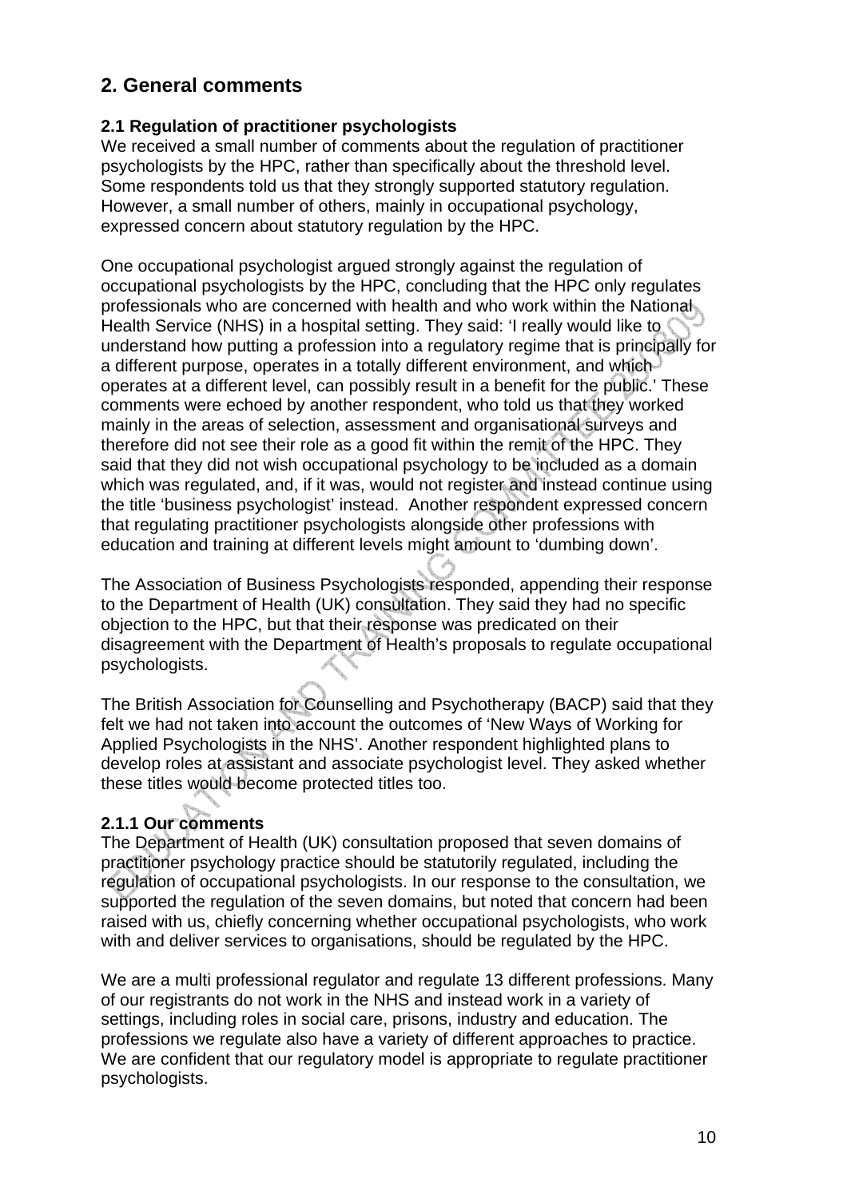## 2. General comments

### 2.1 Regulation of practitioner psychologists

We received a small number of comments about the regulation of practitioner psychologists by the HPC, rather than specifically about the threshold level. Some respondents told us that they strongly supported statutory regulation. However, a small number of others, mainly in occupational psychology, expressed concern about statutory regulation by the HPC.

One occupational psychologist argued strongly against the regulation of occupational psychologists by the HPC, concluding that the HPC only regulates professionals who are concerned with health and who work within the National Health Service (NHS) in a hospital setting. They said: 'I really would like to understand how putting a profession into a regulatory regime that is principally for a different purpose, operates in a totally different environment, and which operates at a different level, can possibly result in a benefit for the public.' These comments were echoed by another respondent, who told us that they worked mainly in the areas of selection, assessment and organisational surveys and therefore did not see their role as a good fit within the remit of the HPC. They said that they did not wish occupational psychology to be included as a domain which was regulated, and, if it was, would not register and instead continue using the title 'business psychologist' instead. Another respondent expressed concern that regulating practitioner psychologists alongside other professions with education and training at different levels might amount to 'dumbing down'.

The Association of Business Psychologists responded, appending their response to the Department of Health (UK) consultation. They said they had no specific objection to the HPC, but that their response was predicated on their disagreement with the Department of Health's proposals to regulate occupational psychologists.

The British Association for Counselling and Psychotherapy (BACP) said that they felt we had not taken into account the outcomes of 'New Ways of Working for Applied Psychologists in the NHS'. Another respondent highlighted plans to develop roles at assistant and associate psychologist level. They asked whether these titles would become protected titles too.

#### 2.1.1 Our comments

The Department of Health (UK) consultation proposed that seven domains of practitioner psychology practice should be statutorily regulated, including the regulation of occupational psychologists. In our response to the consultation, we supported the regulation of the seven domains, but noted that concern had been raised with us, chiefly concerning whether occupational psychologists, who work with and deliver services to organisations, should be regulated by the HPC.

We are a multi professional regulator and regulate 13 different professions. Many of our registrants do not work in the NHS and instead work in a variety of settings, including roles in social care, prisons, industry and education. The professions we regulate also have a variety of different approaches to practice. We are confident that our regulatory model is appropriate to regulate practitioner psychologists.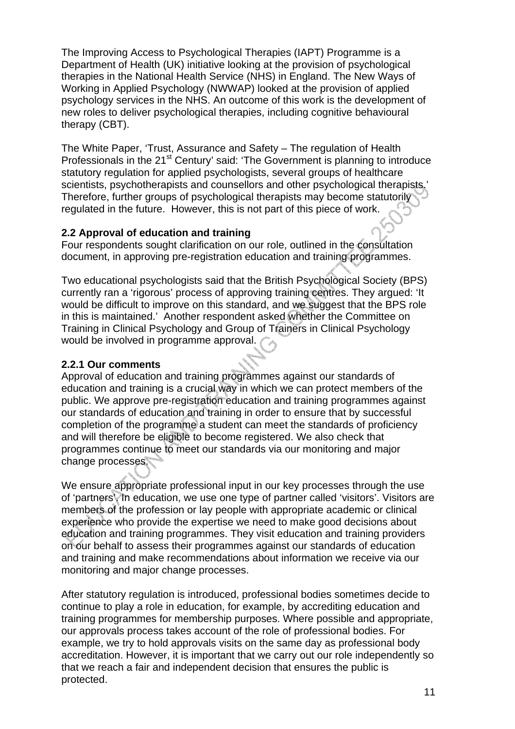The Improving Access to Psychological Therapies (IAPT) Programme is a Department of Health (UK) initiative looking at the provision of psychological therapies in the National Health Service (NHS) in England. The New Ways of Working in Applied Psychology (NWWAP) looked at the provision of applied psychology services in the NHS. An outcome of this work is the development of new roles to deliver psychological therapies, including cognitive behavioural therapy (CBT).

The White Paper, 'Trust, Assurance and Safety – The regulation of Health Professionals in the 21st Century' said: 'The Government is planning to introduce statutory regulation for applied psychologists, several groups of healthcare scientists, psychotherapists and counsellors and other psychological therapists.' Therefore, further groups of psychological therapists may become statutorily regulated in the future. However, this is not part of this piece of work.

### 2.2 Approval of education and training

Four respondents sought clarification on our role, outlined in the consultation document, in approving pre-registration education and training programmes.

Two educational psychologists said that the British Psychological Society (BPS) currently ran a 'rigorous' process of approving training centres. They argued: 'It would be difficult to improve on this standard, and we suggest that the BPS role in this is maintained.' Another respondent asked whether the Committee on Training in Clinical Psychology and Group of Trainers in Clinical Psychology would be involved in programme approval.

#### 2.2.1 Our comments

Approval of education and training programmes against our standards of education and training is a crucial way in which we can protect members of the public. We approve pre-registration education and training programmes against our standards of education and training in order to ensure that by successful completion of the programme a student can meet the standards of proficiency and will therefore be eligible to become registered. We also check that programmes continue to meet our standards via our monitoring and major change processes.

We ensure appropriate professional input in our key processes through the use of 'partners'. In education, we use one type of partner called 'visitors'. Visitors are members of the profession or lay people with appropriate academic or clinical experience who provide the expertise we need to make good decisions about education and training programmes. They visit education and training providers on our behalf to assess their programmes against our standards of education and training and make recommendations about information we receive via our monitoring and major change processes.

After statutory regulation is introduced, professional bodies sometimes decide to continue to play a role in education, for example, by accrediting education and training programmes for membership purposes. Where possible and appropriate, our approvals process takes account of the role of professional bodies. For example, we try to hold approvals visits on the same day as professional body accreditation. However, it is important that we carry out our role independently so that we reach a fair and independent decision that ensures the public is protected.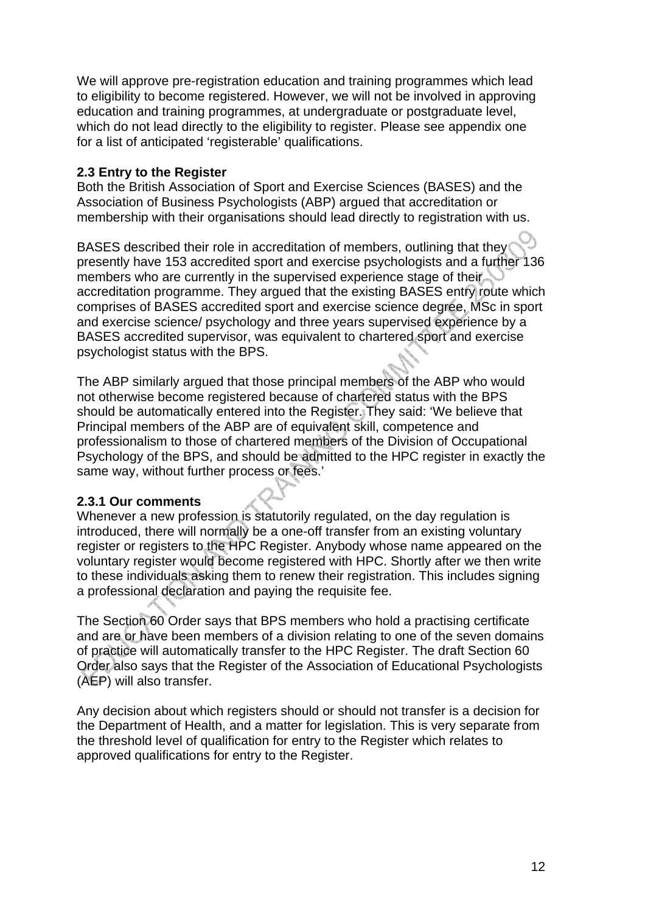We will approve pre-registration education and training programmes which lead to eligibility to become registered. However, we will not be involved in approving education and training programmes, at undergraduate or postgraduate level, which do not lead directly to the eligibility to register. Please see appendix one for a list of anticipated 'registerable' qualifications.

### 2.3 Entry to the Register

Both the British Association of Sport and Exercise Sciences (BASES) and the Association of Business Psychologists (ABP) argued that accreditation or membership with their organisations should lead directly to registration with us.

BASES described their role in accreditation of members, outlining that they presently have 153 accredited sport and exercise psychologists and a further 136 members who are currently in the supervised experience stage of their accreditation programme. They argued that the existing BASES entry route which comprises of BASES accredited sport and exercise science degree, MSc in sport and exercise science/ psychology and three years supervised experience by a BASES accredited supervisor, was equivalent to chartered sport and exercise psychologist status with the BPS.

The ABP similarly argued that those principal members of the ABP who would not otherwise become registered because of chartered status with the BPS should be automatically entered into the Register. They said: 'We believe that Principal members of the ABP are of equivalent skill, competence and professionalism to those of chartered members of the Division of Occupational Psychology of the BPS, and should be admitted to the HPC register in exactly the same way, without further process or fees.'

#### 2.3.1 Our comments

Whenever a new profession is statutorily regulated, on the day regulation is introduced, there will normally be a one-off transfer from an existing voluntary register or registers to the HPC Register. Anybody whose name appeared on the voluntary register would become registered with HPC. Shortly after we then write to these individuals asking them to renew their registration. This includes signing a professional declaration and paying the requisite fee.

The Section 60 Order says that BPS members who hold a practising certificate and are or have been members of a division relating to one of the seven domains of practice will automatically transfer to the HPC Register. The draft Section 60 Order also says that the Register of the Association of Educational Psychologists (AEP) will also transfer.

Any decision about which registers should or should not transfer is a decision for the Department of Health, and a matter for legislation. This is very separate from the threshold level of qualification for entry to the Register which relates to approved qualifications for entry to the Register.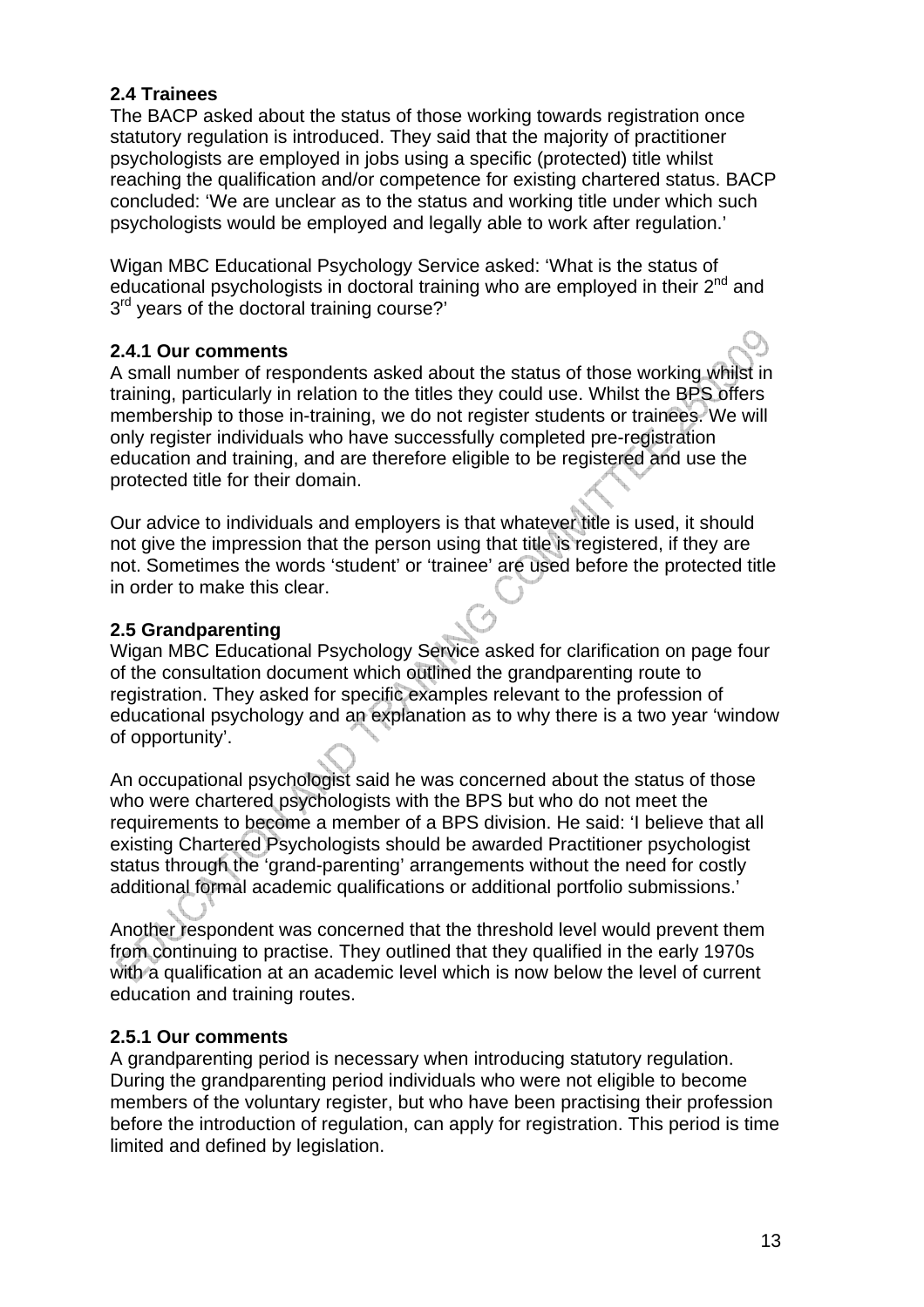**2.4 Trainees**

The BACP asked about the status of those working towards registration once statutory regulation is introduced. They said that the majority of practitioner psychologists are employed in jobs using a specific (protected) title whilst reaching the qualification and/or competence for existing chartered status. BACP concluded: 'We are unclear as to the status and working title under which such psychologists would be employed and legally able to work after regulation.'

Wigan MBC Educational Psychology Service asked: 'What is the status of educational psychologists in doctoral training who are employed in their 2nd and 3rd years of the doctoral training course?'

**2.4.1 Our comments**

A small number of respondents asked about the status of those working whilst in training, particularly in relation to the titles they could use. Whilst the BPS offers membership to those in-training, we do not register students or trainees. We will only register individuals who have successfully completed pre-registration education and training, and are therefore eligible to be registered and use the protected title for their domain.

Our advice to individuals and employers is that whatever title is used, it should not give the impression that the person using that title is registered, if they are not. Sometimes the words 'student' or 'trainee' are used before the protected title in order to make this clear.

**2.5 Grandparenting**

Wigan MBC Educational Psychology Service asked for clarification on page four of the consultation document which outlined the grandparenting route to registration. They asked for specific examples relevant to the profession of educational psychology and an explanation as to why there is a two year 'window of opportunity'.

An occupational psychologist said he was concerned about the status of those who were chartered psychologists with the BPS but who do not meet the requirements to become a member of a BPS division. He said: 'I believe that all existing Chartered Psychologists should be awarded Practitioner psychologist status through the 'grand-parenting' arrangements without the need for costly additional formal academic qualifications or additional portfolio submissions.'

Another respondent was concerned that the threshold level would prevent them from continuing to practise. They outlined that they qualified in the early 1970s with a qualification at an academic level which is now below the level of current education and training routes.

**2.5.1 Our comments**

A grandparenting period is necessary when introducing statutory regulation. During the grandparenting period individuals who were not eligible to become members of the voluntary register, but who have been practising their profession before the introduction of regulation, can apply for registration. This period is time limited and defined by legislation.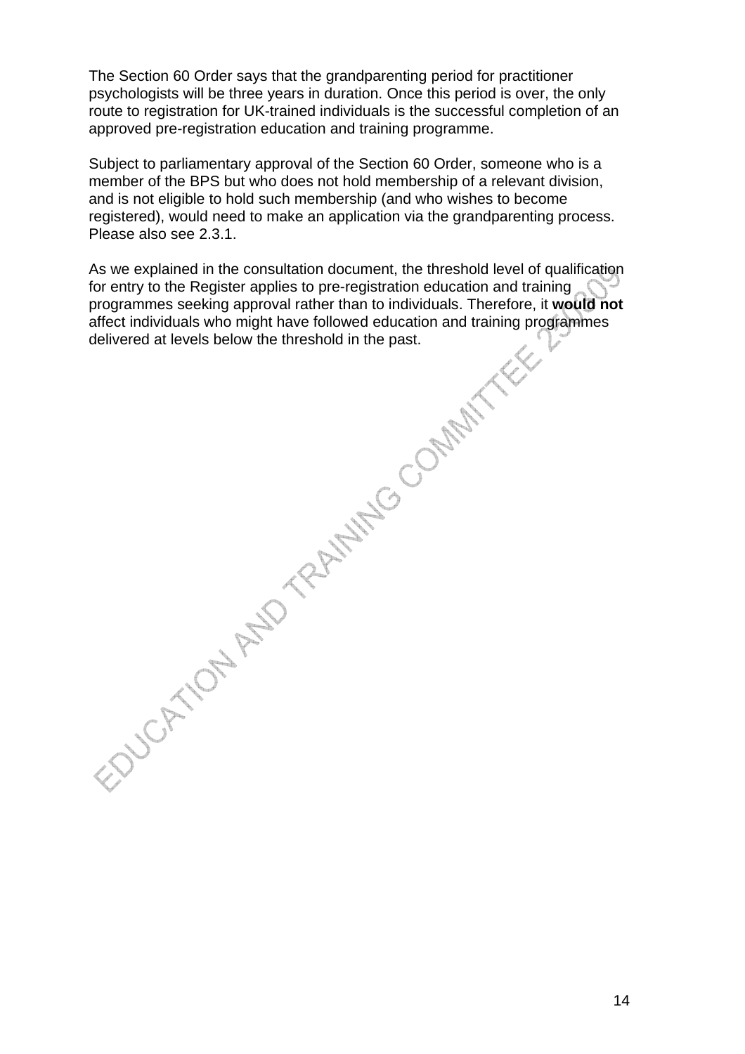The Section 60 Order says that the grandparenting period for practitioner psychologists will be three years in duration. Once this period is over, the only route to registration for UK-trained individuals is the successful completion of an approved pre-registration education and training programme.

Subject to parliamentary approval of the Section 60 Order, someone who is a member of the BPS but who does not hold membership of a relevant division, and is not eligible to hold such membership (and who wishes to become registered), would need to make an application via the grandparenting process. Please also see 2.3.1.

As we explained in the consultation document, the threshold level of qualification for entry to the Register applies to pre-registration education and training programmes seeking approval rather than to individuals. Therefore, it **would not** affect individuals who might have followed education and training programmes delivered at levels below the threshold in the past.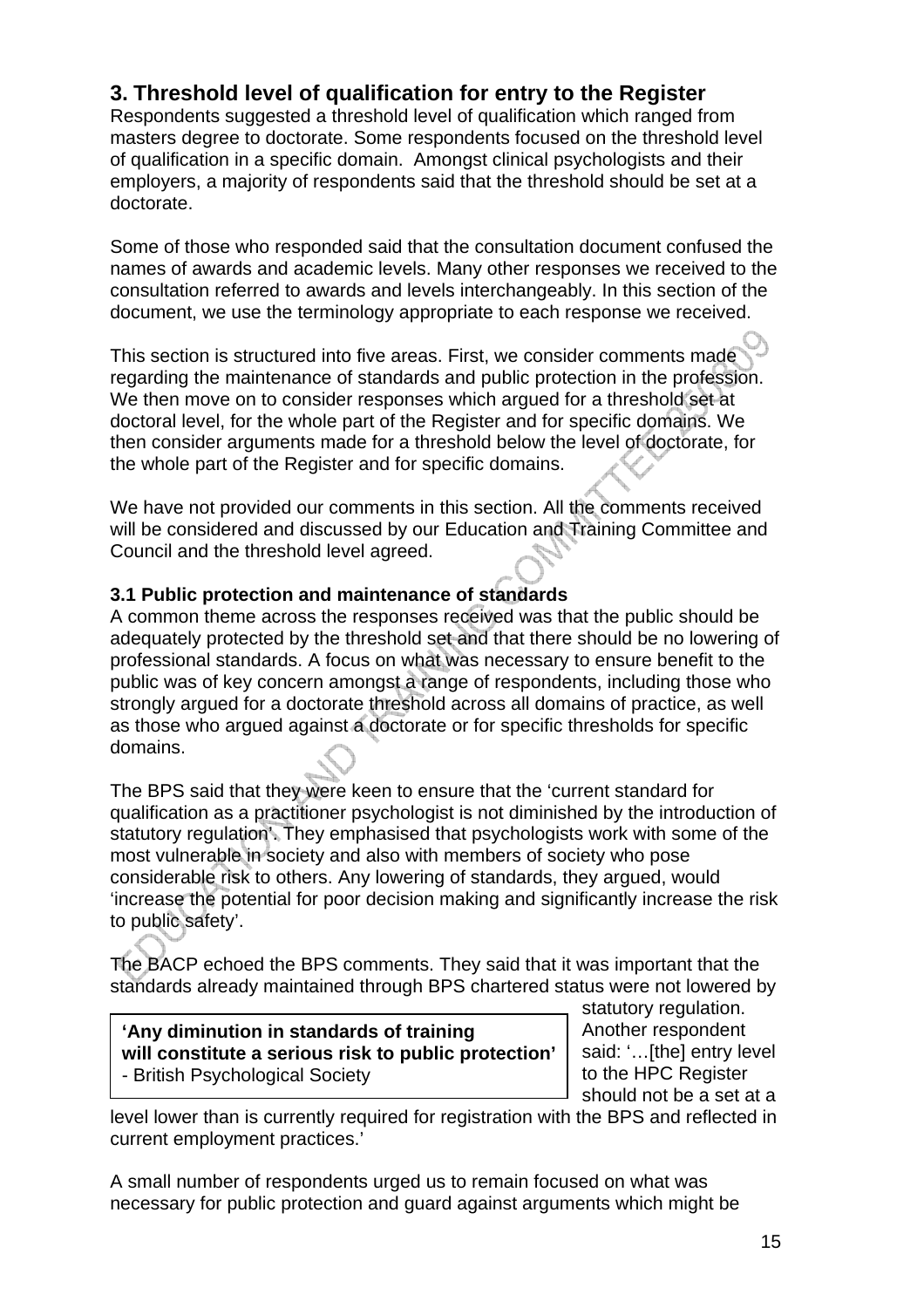## 3. Threshold level of qualification for entry to the Register

Respondents suggested a threshold level of qualification which ranged from masters degree to doctorate. Some respondents focused on the threshold level of qualification in a specific domain. Amongst clinical psychologists and their employers, a majority of respondents said that the threshold should be set at a doctorate.

Some of those who responded said that the consultation document confused the names of awards and academic levels. Many other responses we received to the consultation referred to awards and levels interchangeably. In this section of the document, we use the terminology appropriate to each response we received.

This section is structured into five areas. First, we consider comments made regarding the maintenance of standards and public protection in the profession. We then move on to consider responses which argued for a threshold set at doctoral level, for the whole part of the Register and for specific domains. We then consider arguments made for a threshold below the level of doctorate, for the whole part of the Register and for specific domains.

We have not provided our comments in this section. All the comments received will be considered and discussed by our Education and Training Committee and Council and the threshold level agreed.

### 3.1 Public protection and maintenance of standards

A common theme across the responses received was that the public should be adequately protected by the threshold set and that there should be no lowering of professional standards. A focus on what was necessary to ensure benefit to the public was of key concern amongst a range of respondents, including those who strongly argued for a doctorate threshold across all domains of practice, as well as those who argued against a doctorate or for specific thresholds for specific domains.

The BPS said that they were keen to ensure that the 'current standard for qualification as a practitioner psychologist is not diminished by the introduction of statutory regulation'. They emphasised that psychologists work with some of the most vulnerable in society and also with members of society who pose considerable risk to others. Any lowering of standards, they argued, would 'increase the potential for poor decision making and significantly increase the risk to public safety'.

The BACP echoed the BPS comments. They said that it was important that the standards already maintained through BPS chartered status were not lowered by statutory regulation. Another respondent said: '…[the] entry level to the HPC Register should not be a set at a level lower than is currently required for registration with the BPS and reflected in current employment practices.'

> **'Any diminution in standards of training will constitute a serious risk to public protection'**
> - British Psychological Society

A small number of respondents urged us to remain focused on what was necessary for public protection and guard against arguments which might be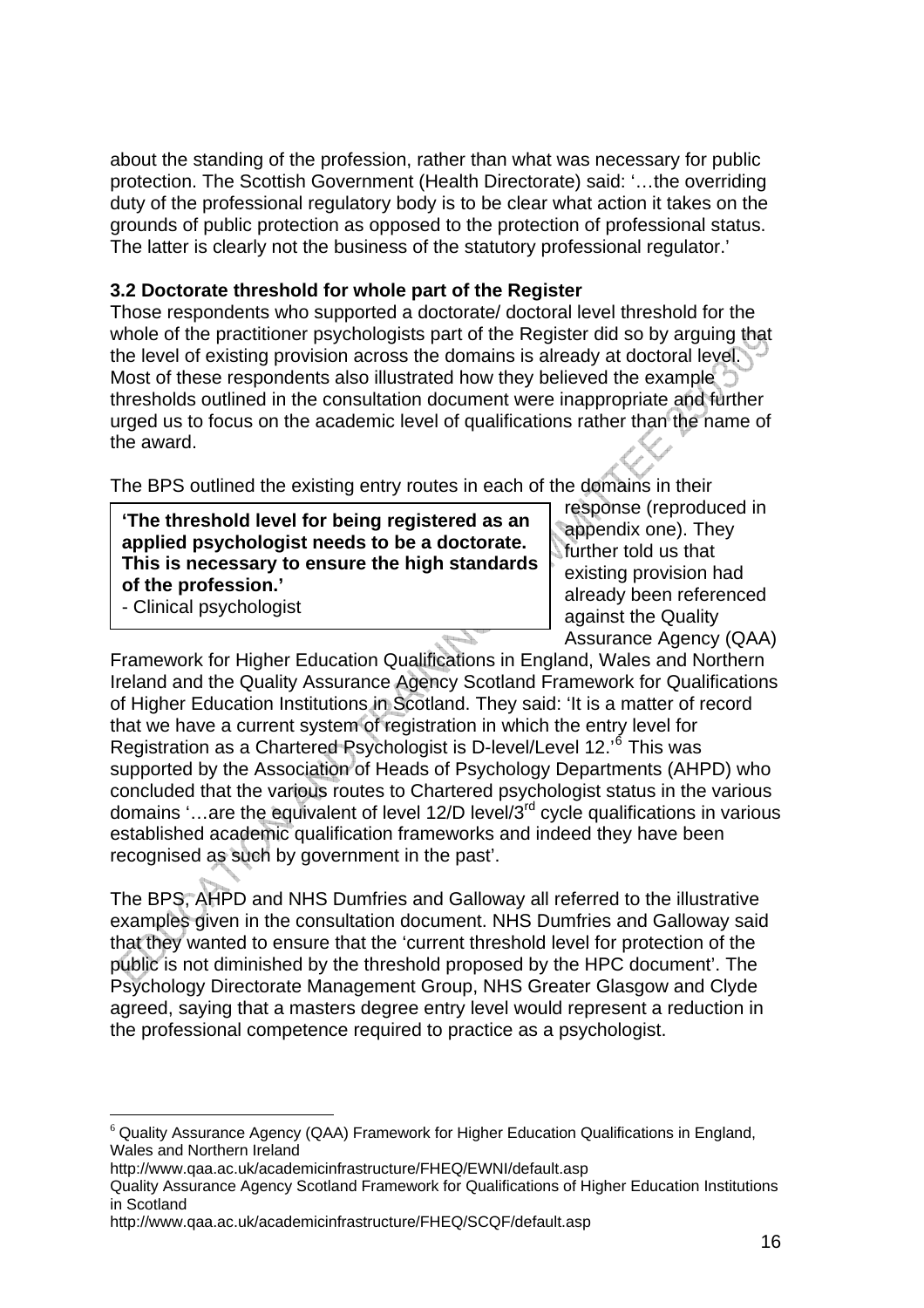about the standing of the profession, rather than what was necessary for public protection. The Scottish Government (Health Directorate) said: '…the overriding duty of the professional regulatory body is to be clear what action it takes on the grounds of public protection as opposed to the protection of professional status. The latter is clearly not the business of the statutory professional regulator.'

**3.2 Doctorate threshold for whole part of the Register**

Those respondents who supported a doctorate/ doctoral level threshold for the whole of the practitioner psychologists part of the Register did so by arguing that the level of existing provision across the domains is already at doctoral level. Most of these respondents also illustrated how they believed the example thresholds outlined in the consultation document were inappropriate and further urged us to focus on the academic level of qualifications rather than the name of the award.

> **'The threshold level for being registered as an applied psychologist needs to be a doctorate. This is necessary to ensure the high standards of the profession.'**
> - Clinical psychologist

The BPS outlined the existing entry routes in each of the domains in their response (reproduced in appendix one). They further told us that existing provision had already been referenced against the Quality Assurance Agency (QAA) Framework for Higher Education Qualifications in England, Wales and Northern Ireland and the Quality Assurance Agency Scotland Framework for Qualifications of Higher Education Institutions in Scotland. They said: 'It is a matter of record that we have a current system of registration in which the entry level for Registration as a Chartered Psychologist is D-level/Level 12.'[6] This was supported by the Association of Heads of Psychology Departments (AHPD) who concluded that the various routes to Chartered psychologist status in the various domains '…are the equivalent of level 12/D level/3rd cycle qualifications in various established academic qualification frameworks and indeed they have been recognised as such by government in the past'.

The BPS, AHPD and NHS Dumfries and Galloway all referred to the illustrative examples given in the consultation document. NHS Dumfries and Galloway said that they wanted to ensure that the 'current threshold level for protection of the public is not diminished by the threshold proposed by the HPC document'. The Psychology Directorate Management Group, NHS Greater Glasgow and Clyde agreed, saying that a masters degree entry level would represent a reduction in the professional competence required to practice as a psychologist.

---

[6] Quality Assurance Agency (QAA) Framework for Higher Education Qualifications in England, Wales and Northern Ireland
http://www.qaa.ac.uk/academicinfrastructure/FHEQ/EWNI/default.asp
Quality Assurance Agency Scotland Framework for Qualifications of Higher Education Institutions in Scotland
http://www.qaa.ac.uk/academicinfrastructure/FHEQ/SCQF/default.asp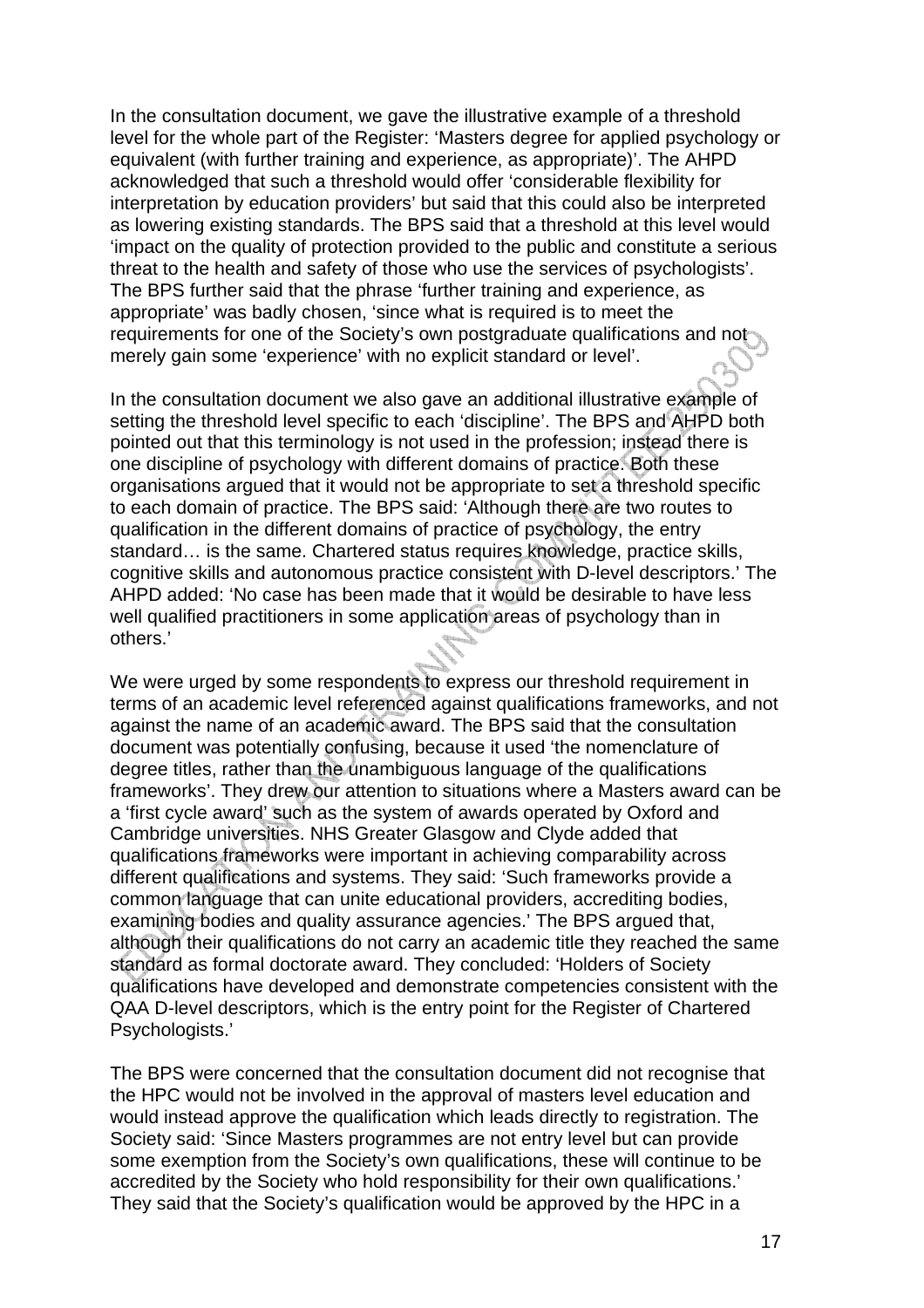In the consultation document, we gave the illustrative example of a threshold level for the whole part of the Register: 'Masters degree for applied psychology or equivalent (with further training and experience, as appropriate)'. The AHPD acknowledged that such a threshold would offer 'considerable flexibility for interpretation by education providers' but said that this could also be interpreted as lowering existing standards. The BPS said that a threshold at this level would 'impact on the quality of protection provided to the public and constitute a serious threat to the health and safety of those who use the services of psychologists'. The BPS further said that the phrase 'further training and experience, as appropriate' was badly chosen, 'since what is required is to meet the requirements for one of the Society's own postgraduate qualifications and not merely gain some 'experience' with no explicit standard or level'.

In the consultation document we also gave an additional illustrative example of setting the threshold level specific to each 'discipline'. The BPS and AHPD both pointed out that this terminology is not used in the profession; instead there is one discipline of psychology with different domains of practice. Both these organisations argued that it would not be appropriate to set a threshold specific to each domain of practice. The BPS said: 'Although there are two routes to qualification in the different domains of practice of psychology, the entry standard… is the same. Chartered status requires knowledge, practice skills, cognitive skills and autonomous practice consistent with D-level descriptors.' The AHPD added: 'No case has been made that it would be desirable to have less well qualified practitioners in some application areas of psychology than in others.'

We were urged by some respondents to express our threshold requirement in terms of an academic level referenced against qualifications frameworks, and not against the name of an academic award. The BPS said that the consultation document was potentially confusing, because it used 'the nomenclature of degree titles, rather than the unambiguous language of the qualifications frameworks'. They drew our attention to situations where a Masters award can be a 'first cycle award' such as the system of awards operated by Oxford and Cambridge universities. NHS Greater Glasgow and Clyde added that qualifications frameworks were important in achieving comparability across different qualifications and systems. They said: 'Such frameworks provide a common language that can unite educational providers, accrediting bodies, examining bodies and quality assurance agencies.' The BPS argued that, although their qualifications do not carry an academic title they reached the same standard as formal doctorate award. They concluded: 'Holders of Society qualifications have developed and demonstrate competencies consistent with the QAA D-level descriptors, which is the entry point for the Register of Chartered Psychologists.'

The BPS were concerned that the consultation document did not recognise that the HPC would not be involved in the approval of masters level education and would instead approve the qualification which leads directly to registration. The Society said: 'Since Masters programmes are not entry level but can provide some exemption from the Society's own qualifications, these will continue to be accredited by the Society who hold responsibility for their own qualifications.' They said that the Society's qualification would be approved by the HPC in a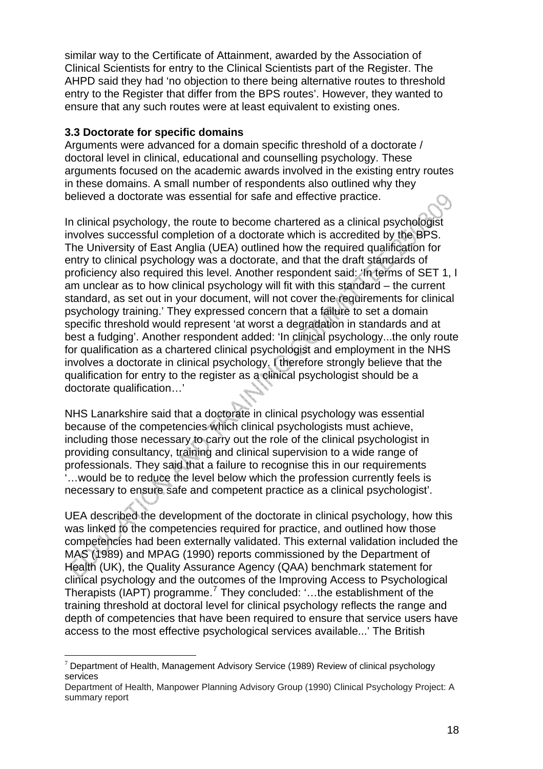similar way to the Certificate of Attainment, awarded by the Association of Clinical Scientists for entry to the Clinical Scientists part of the Register. The AHPD said they had 'no objection to there being alternative routes to threshold entry to the Register that differ from the BPS routes'. However, they wanted to ensure that any such routes were at least equivalent to existing ones.

### 3.3 Doctorate for specific domains

Arguments were advanced for a domain specific threshold of a doctorate / doctoral level in clinical, educational and counselling psychology. These arguments focused on the academic awards involved in the existing entry routes in these domains. A small number of respondents also outlined why they believed a doctorate was essential for safe and effective practice.

In clinical psychology, the route to become chartered as a clinical psychologist involves successful completion of a doctorate which is accredited by the BPS. The University of East Anglia (UEA) outlined how the required qualification for entry to clinical psychology was a doctorate, and that the draft standards of proficiency also required this level. Another respondent said: 'In terms of SET 1, I am unclear as to how clinical psychology will fit with this standard – the current standard, as set out in your document, will not cover the requirements for clinical psychology training.' They expressed concern that a failure to set a domain specific threshold would represent 'at worst a degradation in standards and at best a fudging'. Another respondent added: 'In clinical psychology...the only route for qualification as a chartered clinical psychologist and employment in the NHS involves a doctorate in clinical psychology. I therefore strongly believe that the qualification for entry to the register as a clinical psychologist should be a doctorate qualification…'

NHS Lanarkshire said that a doctorate in clinical psychology was essential because of the competencies which clinical psychologists must achieve, including those necessary to carry out the role of the clinical psychologist in providing consultancy, training and clinical supervision to a wide range of professionals. They said that a failure to recognise this in our requirements '…would be to reduce the level below which the profession currently feels is necessary to ensure safe and competent practice as a clinical psychologist'.

UEA described the development of the doctorate in clinical psychology, how this was linked to the competencies required for practice, and outlined how those competencies had been externally validated. This external validation included the MAS (1989) and MPAG (1990) reports commissioned by the Department of Health (UK), the Quality Assurance Agency (QAA) benchmark statement for clinical psychology and the outcomes of the Improving Access to Psychological Therapists (IAPT) programme.[7] They concluded: '…the establishment of the training threshold at doctoral level for clinical psychology reflects the range and depth of competencies that have been required to ensure that service users have access to the most effective psychological services available...' The British

---

[7] Department of Health, Management Advisory Service (1989) Review of clinical psychology services

Department of Health, Manpower Planning Advisory Group (1990) Clinical Psychology Project: A summary report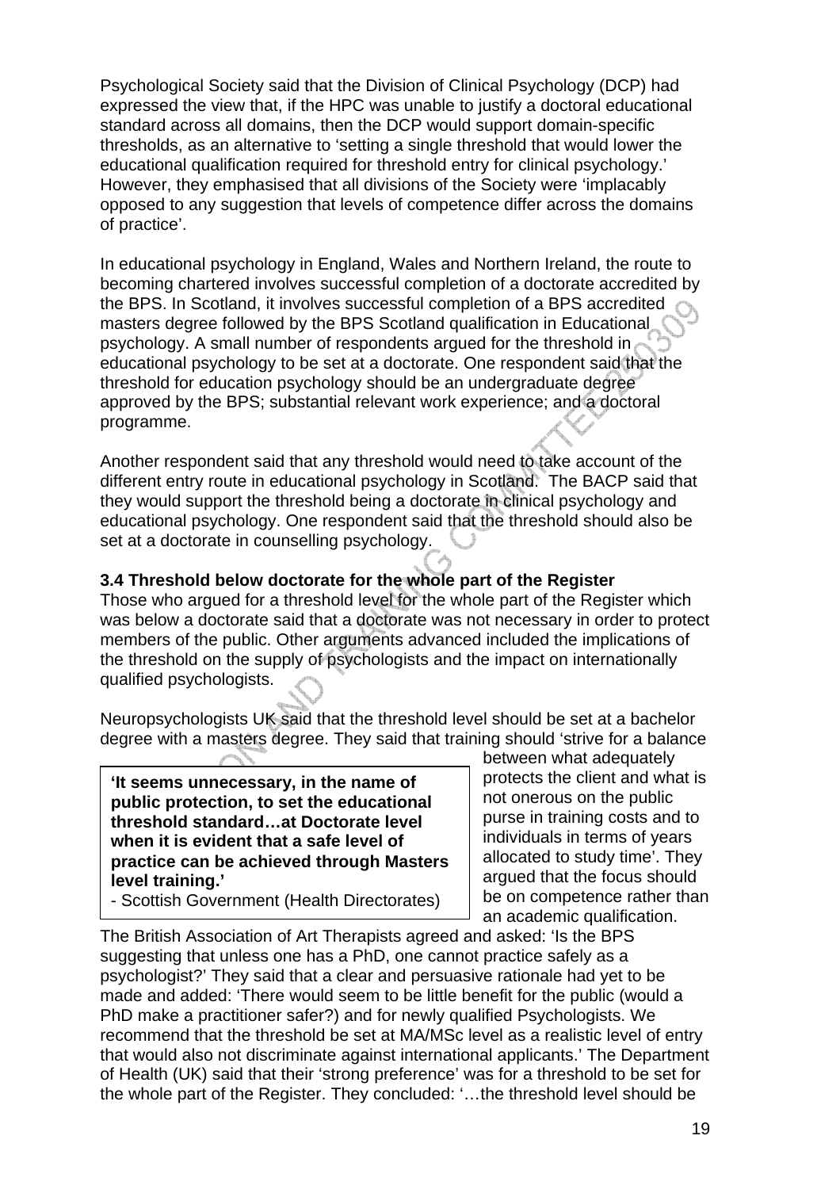Psychological Society said that the Division of Clinical Psychology (DCP) had expressed the view that, if the HPC was unable to justify a doctoral educational standard across all domains, then the DCP would support domain-specific thresholds, as an alternative to 'setting a single threshold that would lower the educational qualification required for threshold entry for clinical psychology.' However, they emphasised that all divisions of the Society were 'implacably opposed to any suggestion that levels of competence differ across the domains of practice'.

In educational psychology in England, Wales and Northern Ireland, the route to becoming chartered involves successful completion of a doctorate accredited by the BPS. In Scotland, it involves successful completion of a BPS accredited masters degree followed by the BPS Scotland qualification in Educational psychology. A small number of respondents argued for the threshold in educational psychology to be set at a doctorate. One respondent said that the threshold for education psychology should be an undergraduate degree approved by the BPS; substantial relevant work experience; and a doctoral programme.

Another respondent said that any threshold would need to take account of the different entry route in educational psychology in Scotland. The BACP said that they would support the threshold being a doctorate in clinical psychology and educational psychology. One respondent said that the threshold should also be set at a doctorate in counselling psychology.

### 3.4 Threshold below doctorate for the whole part of the Register

Those who argued for a threshold level for the whole part of the Register which was below a doctorate said that a doctorate was not necessary in order to protect members of the public. Other arguments advanced included the implications of the threshold on the supply of psychologists and the impact on internationally qualified psychologists.

Neuropsychologists UK said that the threshold level should be set at a bachelor degree with a masters degree. They said that training should 'strive for a balance between what adequately protects the client and what is not onerous on the public purse in training costs and to individuals in terms of years allocated to study time'. They argued that the focus should be on competence rather than an academic qualification.

> **'It seems unnecessary, in the name of public protection, to set the educational threshold standard…at Doctorate level when it is evident that a safe level of practice can be achieved through Masters level training.'**
>
> - Scottish Government (Health Directorates)

The British Association of Art Therapists agreed and asked: 'Is the BPS suggesting that unless one has a PhD, one cannot practice safely as a psychologist?' They said that a clear and persuasive rationale had yet to be made and added: 'There would seem to be little benefit for the public (would a PhD make a practitioner safer?) and for newly qualified Psychologists. We recommend that the threshold be set at MA/MSc level as a realistic level of entry that would also not discriminate against international applicants.' The Department of Health (UK) said that their 'strong preference' was for a threshold to be set for the whole part of the Register. They concluded: '…the threshold level should be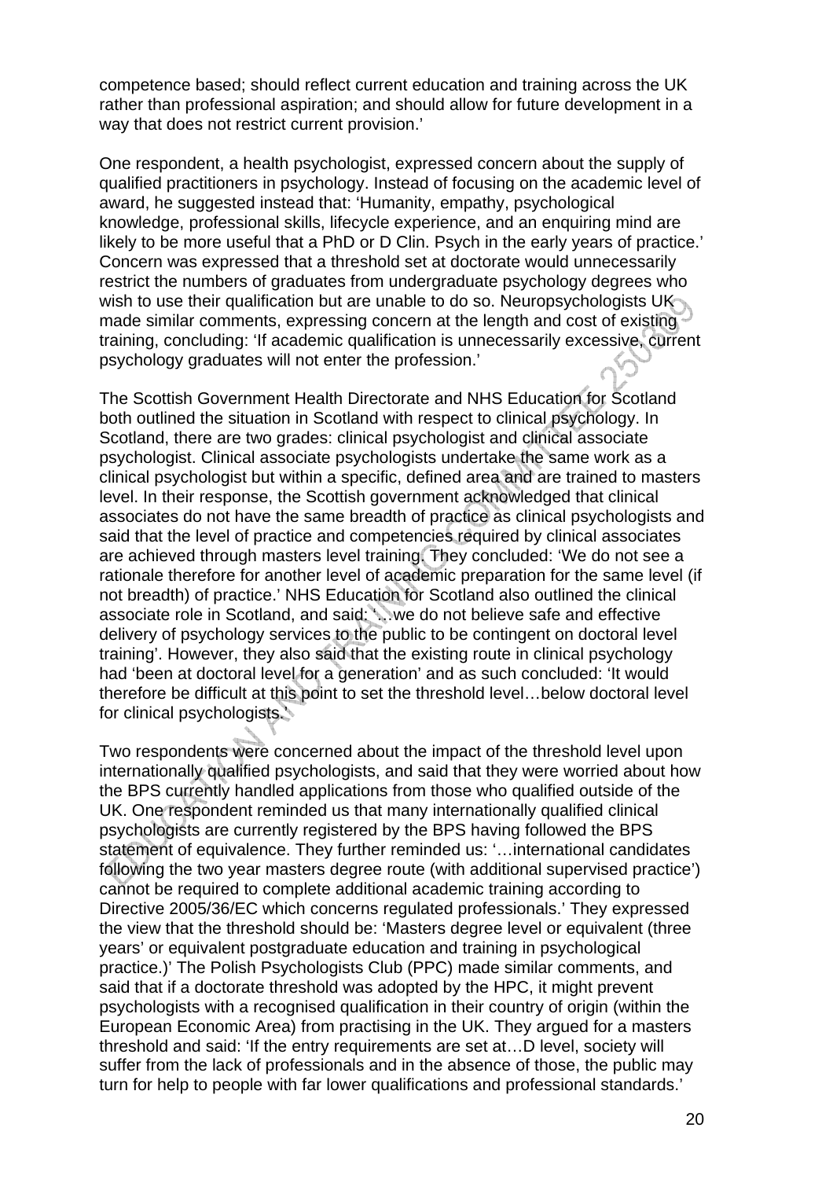competence based; should reflect current education and training across the UK rather than professional aspiration; and should allow for future development in a way that does not restrict current provision.'

One respondent, a health psychologist, expressed concern about the supply of qualified practitioners in psychology. Instead of focusing on the academic level of award, he suggested instead that: 'Humanity, empathy, psychological knowledge, professional skills, lifecycle experience, and an enquiring mind are likely to be more useful that a PhD or D Clin. Psych in the early years of practice.' Concern was expressed that a threshold set at doctorate would unnecessarily restrict the numbers of graduates from undergraduate psychology degrees who wish to use their qualification but are unable to do so. Neuropsychologists UK made similar comments, expressing concern at the length and cost of existing training, concluding: 'If academic qualification is unnecessarily excessive, current psychology graduates will not enter the profession.'

The Scottish Government Health Directorate and NHS Education for Scotland both outlined the situation in Scotland with respect to clinical psychology. In Scotland, there are two grades: clinical psychologist and clinical associate psychologist. Clinical associate psychologists undertake the same work as a clinical psychologist but within a specific, defined area and are trained to masters level. In their response, the Scottish government acknowledged that clinical associates do not have the same breadth of practice as clinical psychologists and said that the level of practice and competencies required by clinical associates are achieved through masters level training. They concluded: 'We do not see a rationale therefore for another level of academic preparation for the same level (if not breadth) of practice.' NHS Education for Scotland also outlined the clinical associate role in Scotland, and said: '…we do not believe safe and effective delivery of psychology services to the public to be contingent on doctoral level training'. However, they also said that the existing route in clinical psychology had 'been at doctoral level for a generation' and as such concluded: 'It would therefore be difficult at this point to set the threshold level…below doctoral level for clinical psychologists.'

Two respondents were concerned about the impact of the threshold level upon internationally qualified psychologists, and said that they were worried about how the BPS currently handled applications from those who qualified outside of the UK. One respondent reminded us that many internationally qualified clinical psychologists are currently registered by the BPS having followed the BPS statement of equivalence. They further reminded us: '…international candidates following the two year masters degree route (with additional supervised practice') cannot be required to complete additional academic training according to Directive 2005/36/EC which concerns regulated professionals.' They expressed the view that the threshold should be: 'Masters degree level or equivalent (three years' or equivalent postgraduate education and training in psychological practice.)' The Polish Psychologists Club (PPC) made similar comments, and said that if a doctorate threshold was adopted by the HPC, it might prevent psychologists with a recognised qualification in their country of origin (within the European Economic Area) from practising in the UK. They argued for a masters threshold and said: 'If the entry requirements are set at…D level, society will suffer from the lack of professionals and in the absence of those, the public may turn for help to people with far lower qualifications and professional standards.'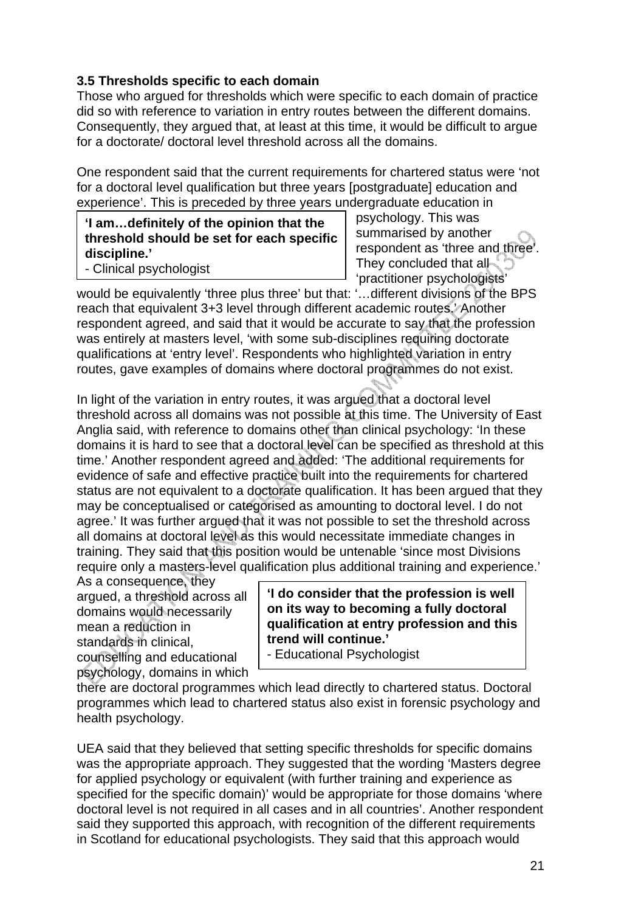### 3.5 Thresholds specific to each domain

Those who argued for thresholds which were specific to each domain of practice did so with reference to variation in entry routes between the different domains. Consequently, they argued that, at least at this time, it would be difficult to argue for a doctorate/ doctoral level threshold across all the domains.

One respondent said that the current requirements for chartered status were 'not for a doctoral level qualification but three years [postgraduate] education and experience'. This is preceded by three years undergraduate education in psychology. This was summarised by another respondent as 'three and three'. They concluded that all 'practitioner psychologists' would be equivalently 'three plus three' but that: '…different divisions of the BPS reach that equivalent 3+3 level through different academic routes.' Another respondent agreed, and said that it would be accurate to say that the profession was entirely at masters level, 'with some sub-disciplines requiring doctorate qualifications at 'entry level'. Respondents who highlighted variation in entry routes, gave examples of domains where doctoral programmes do not exist.

> **'I am…definitely of the opinion that the threshold should be set for each specific discipline.'**
> - Clinical psychologist

In light of the variation in entry routes, it was argued that a doctoral level threshold across all domains was not possible at this time. The University of East Anglia said, with reference to domains other than clinical psychology: 'In these domains it is hard to see that a doctoral level can be specified as threshold at this time.' Another respondent agreed and added: 'The additional requirements for evidence of safe and effective practice built into the requirements for chartered status are not equivalent to a doctorate qualification. It has been argued that they may be conceptualised or categorised as amounting to doctoral level. I do not agree.' It was further argued that it was not possible to set the threshold across all domains at doctoral level as this would necessitate immediate changes in training. They said that this position would be untenable 'since most Divisions require only a masters-level qualification plus additional training and experience.' As a consequence, they argued, a threshold across all domains would necessarily mean a reduction in standards in clinical, counselling and educational psychology, domains in which there are doctoral programmes which lead directly to chartered status. Doctoral programmes which lead to chartered status also exist in forensic psychology and health psychology.

> **'I do consider that the profession is well on its way to becoming a fully doctoral qualification at entry profession and this trend will continue.'**
> - Educational Psychologist

UEA said that they believed that setting specific thresholds for specific domains was the appropriate approach. They suggested that the wording 'Masters degree for applied psychology or equivalent (with further training and experience as specified for the specific domain)' would be appropriate for those domains 'where doctoral level is not required in all cases and in all countries'. Another respondent said they supported this approach, with recognition of the different requirements in Scotland for educational psychologists. They said that this approach would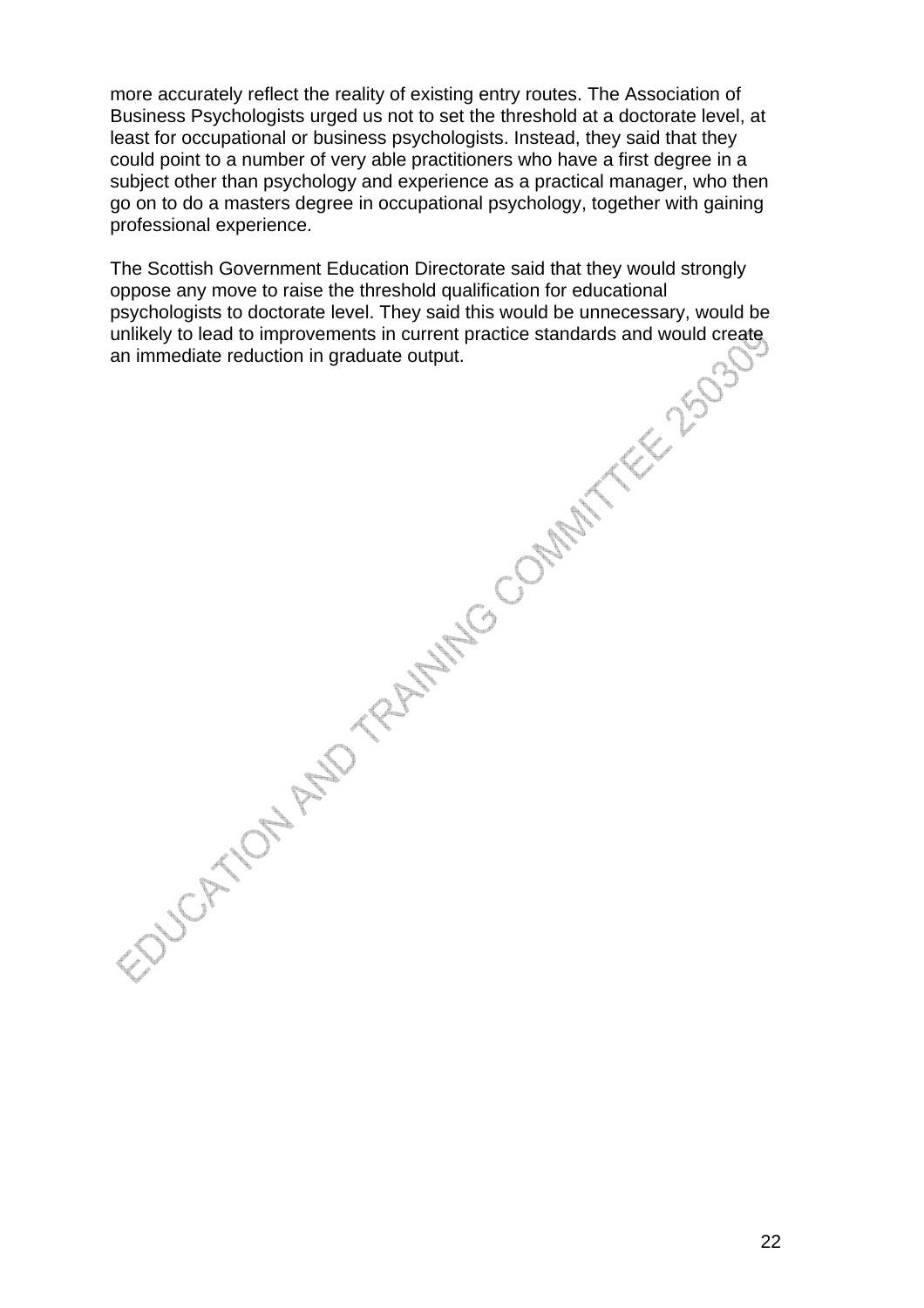more accurately reflect the reality of existing entry routes. The Association of Business Psychologists urged us not to set the threshold at a doctorate level, at least for occupational or business psychologists. Instead, they said that they could point to a number of very able practitioners who have a first degree in a subject other than psychology and experience as a practical manager, who then go on to do a masters degree in occupational psychology, together with gaining professional experience.

The Scottish Government Education Directorate said that they would strongly oppose any move to raise the threshold qualification for educational psychologists to doctorate level. They said this would be unnecessary, would be unlikely to lead to improvements in current practice standards and would create an immediate reduction in graduate output.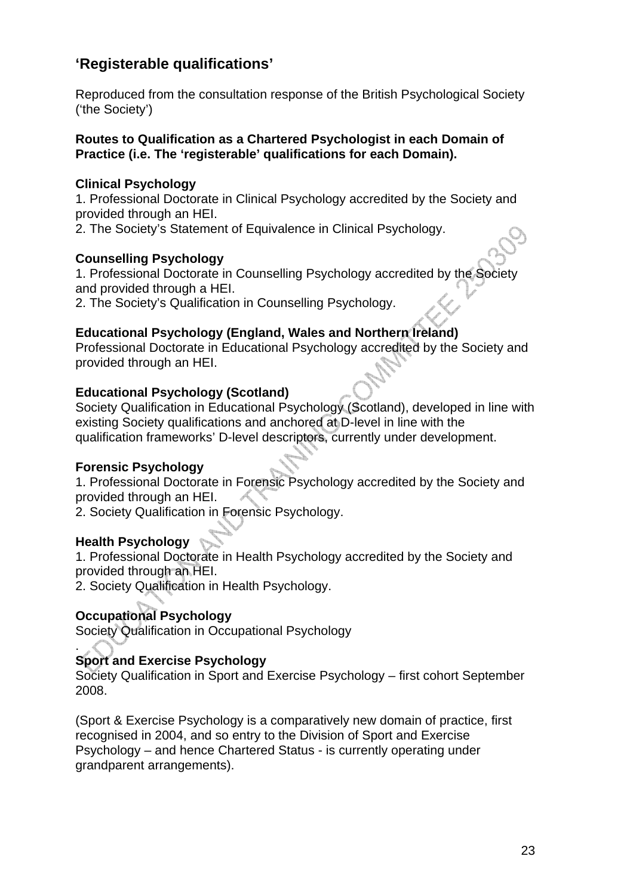## 'Registerable qualifications'

Reproduced from the consultation response of the British Psychological Society ('the Society')

**Routes to Qualification as a Chartered Psychologist in each Domain of Practice (i.e. The 'registerable' qualifications for each Domain).**

**Clinical Psychology**
1. Professional Doctorate in Clinical Psychology accredited by the Society and provided through an HEI.
2. The Society's Statement of Equivalence in Clinical Psychology.

**Counselling Psychology**
1. Professional Doctorate in Counselling Psychology accredited by the Society and provided through a HEI.
2. The Society's Qualification in Counselling Psychology.

**Educational Psychology (England, Wales and Northern Ireland)**
Professional Doctorate in Educational Psychology accredited by the Society and provided through an HEI.

**Educational Psychology (Scotland)**
Society Qualification in Educational Psychology (Scotland), developed in line with existing Society qualifications and anchored at D-level in line with the qualification frameworks' D-level descriptors, currently under development.

**Forensic Psychology**
1. Professional Doctorate in Forensic Psychology accredited by the Society and provided through an HEI.
2. Society Qualification in Forensic Psychology.

**Health Psychology**
1. Professional Doctorate in Health Psychology accredited by the Society and provided through an HEI.
2. Society Qualification in Health Psychology.

**Occupational Psychology**
Society Qualification in Occupational Psychology
.

**Sport and Exercise Psychology**
Society Qualification in Sport and Exercise Psychology – first cohort September 2008.

(Sport & Exercise Psychology is a comparatively new domain of practice, first recognised in 2004, and so entry to the Division of Sport and Exercise Psychology – and hence Chartered Status - is currently operating under grandparent arrangements).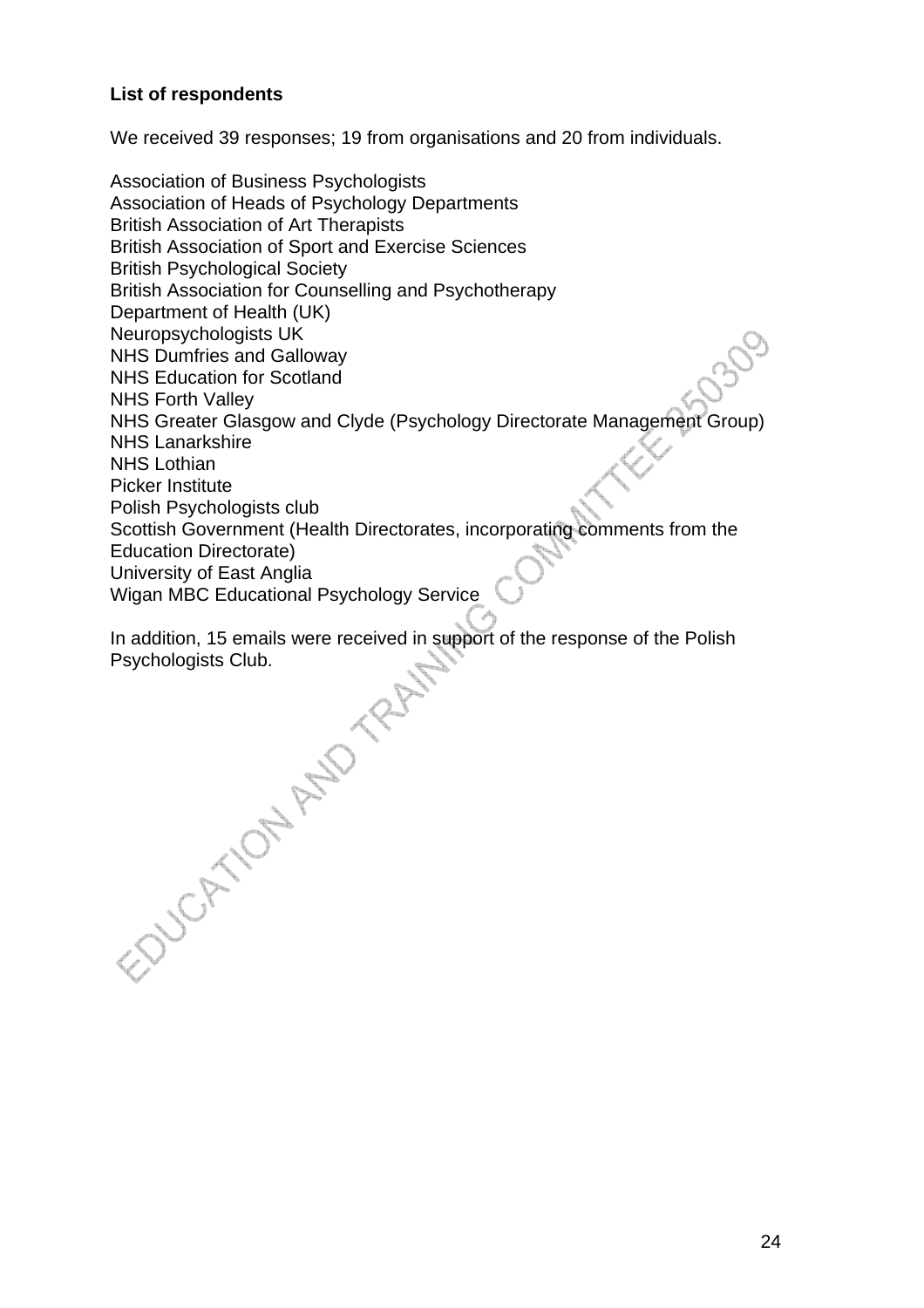**List of respondents**

We received 39 responses; 19 from organisations and 20 from individuals.

Association of Business Psychologists
Association of Heads of Psychology Departments
British Association of Art Therapists
British Association of Sport and Exercise Sciences
British Psychological Society
British Association for Counselling and Psychotherapy
Department of Health (UK)
Neuropsychologists UK
NHS Dumfries and Galloway
NHS Education for Scotland
NHS Forth Valley
NHS Greater Glasgow and Clyde (Psychology Directorate Management Group)
NHS Lanarkshire
NHS Lothian
Picker Institute
Polish Psychologists club
Scottish Government (Health Directorates, incorporating comments from the Education Directorate)
University of East Anglia
Wigan MBC Educational Psychology Service

In addition, 15 emails were received in support of the response of the Polish Psychologists Club.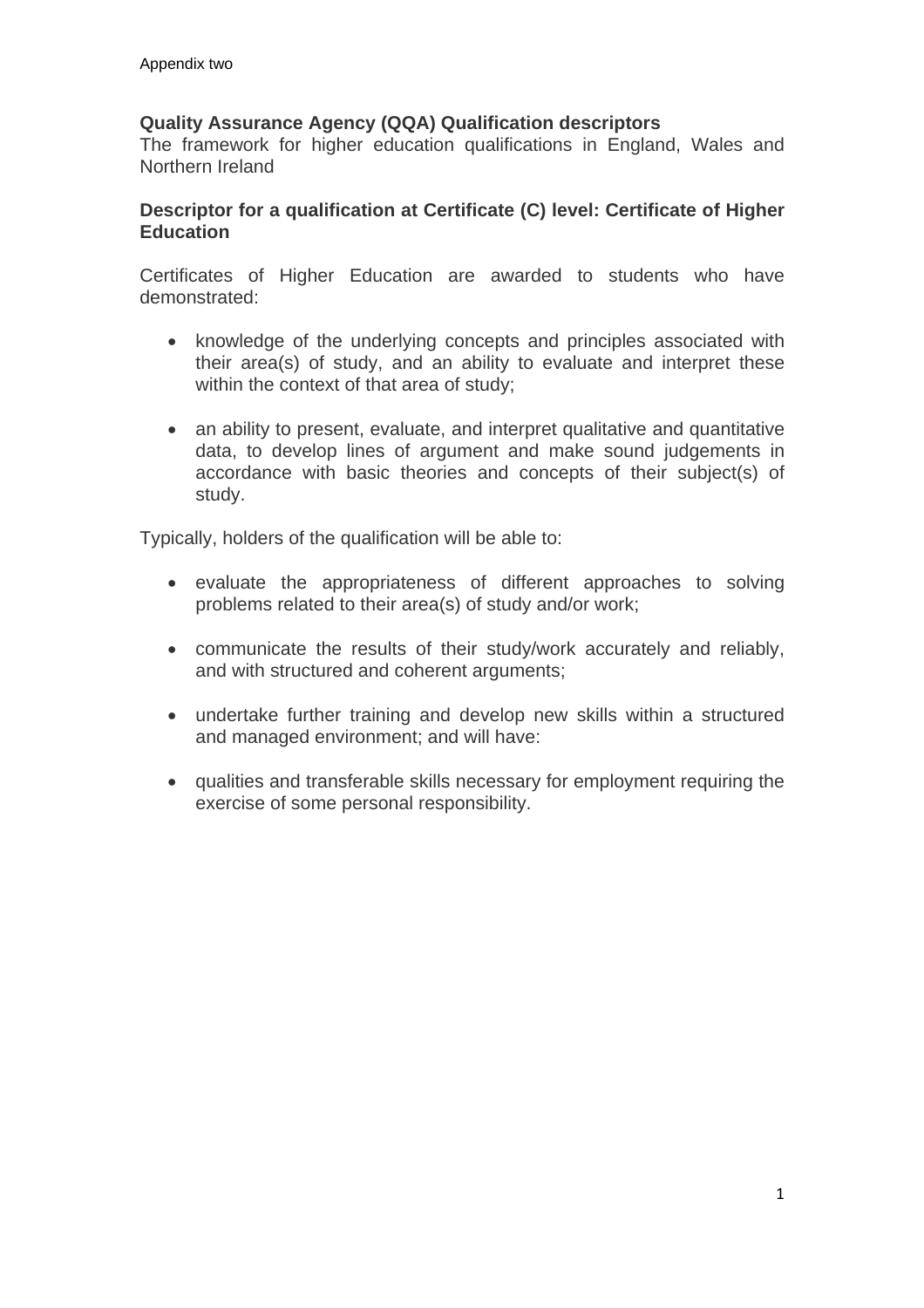Appendix two

**Quality Assurance Agency (QQA) Qualification descriptors**
The framework for higher education qualifications in England, Wales and Northern Ireland

**Descriptor for a qualification at Certificate (C) level: Certificate of Higher Education**

Certificates of Higher Education are awarded to students who have demonstrated:

- knowledge of the underlying concepts and principles associated with their area(s) of study, and an ability to evaluate and interpret these within the context of that area of study;
- an ability to present, evaluate, and interpret qualitative and quantitative data, to develop lines of argument and make sound judgements in accordance with basic theories and concepts of their subject(s) of study.

Typically, holders of the qualification will be able to:

- evaluate the appropriateness of different approaches to solving problems related to their area(s) of study and/or work;
- communicate the results of their study/work accurately and reliably, and with structured and coherent arguments;
- undertake further training and develop new skills within a structured and managed environment; and will have:
- qualities and transferable skills necessary for employment requiring the exercise of some personal responsibility.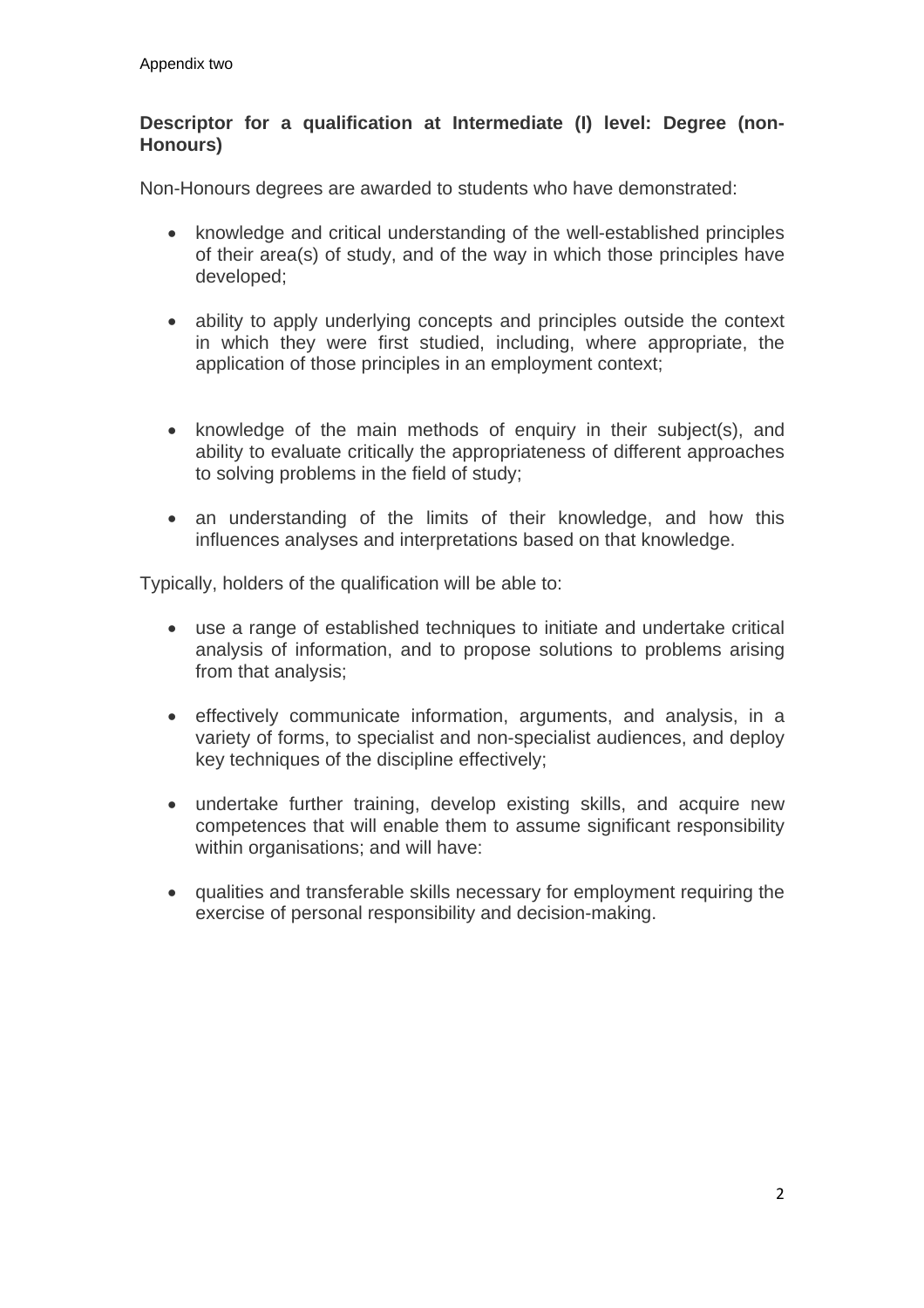Appendix two

**Descriptor for a qualification at Intermediate (I) level: Degree (non-Honours)**

Non-Honours degrees are awarded to students who have demonstrated:

- knowledge and critical understanding of the well-established principles of their area(s) of study, and of the way in which those principles have developed;
- ability to apply underlying concepts and principles outside the context in which they were first studied, including, where appropriate, the application of those principles in an employment context;
- knowledge of the main methods of enquiry in their subject(s), and ability to evaluate critically the appropriateness of different approaches to solving problems in the field of study;
- an understanding of the limits of their knowledge, and how this influences analyses and interpretations based on that knowledge.

Typically, holders of the qualification will be able to:

- use a range of established techniques to initiate and undertake critical analysis of information, and to propose solutions to problems arising from that analysis;
- effectively communicate information, arguments, and analysis, in a variety of forms, to specialist and non-specialist audiences, and deploy key techniques of the discipline effectively;
- undertake further training, develop existing skills, and acquire new competences that will enable them to assume significant responsibility within organisations; and will have:
- qualities and transferable skills necessary for employment requiring the exercise of personal responsibility and decision-making.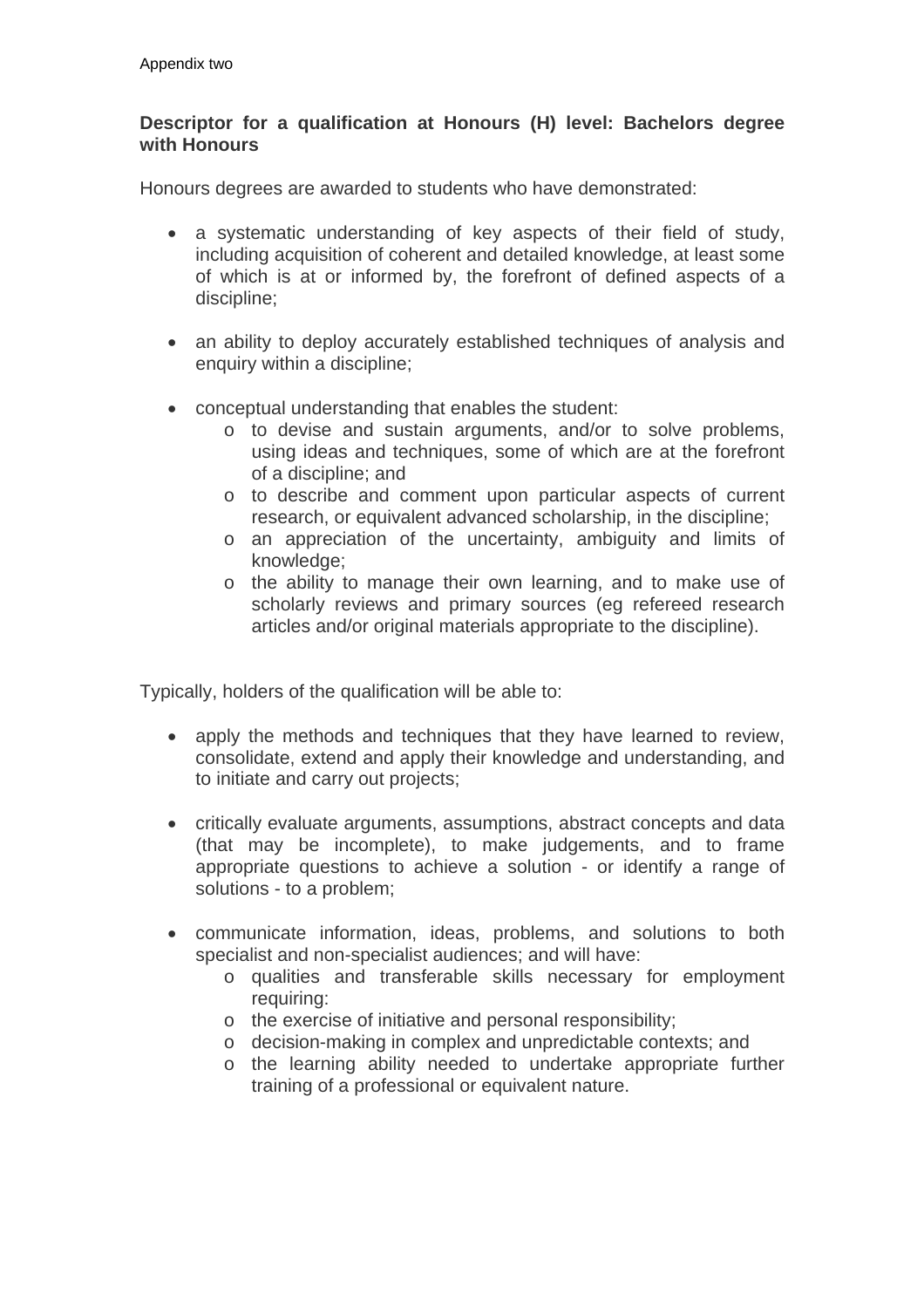Appendix two

**Descriptor for a qualification at Honours (H) level: Bachelors degree with Honours**

Honours degrees are awarded to students who have demonstrated:

- a systematic understanding of key aspects of their field of study, including acquisition of coherent and detailed knowledge, at least some of which is at or informed by, the forefront of defined aspects of a discipline;

- an ability to deploy accurately established techniques of analysis and enquiry within a discipline;

- conceptual understanding that enables the student:
    - to devise and sustain arguments, and/or to solve problems, using ideas and techniques, some of which are at the forefront of a discipline; and
    - to describe and comment upon particular aspects of current research, or equivalent advanced scholarship, in the discipline;
    - an appreciation of the uncertainty, ambiguity and limits of knowledge;
    - the ability to manage their own learning, and to make use of scholarly reviews and primary sources (eg refereed research articles and/or original materials appropriate to the discipline).

Typically, holders of the qualification will be able to:

- apply the methods and techniques that they have learned to review, consolidate, extend and apply their knowledge and understanding, and to initiate and carry out projects;

- critically evaluate arguments, assumptions, abstract concepts and data (that may be incomplete), to make judgements, and to frame appropriate questions to achieve a solution - or identify a range of solutions - to a problem;

- communicate information, ideas, problems, and solutions to both specialist and non-specialist audiences; and will have:
    - qualities and transferable skills necessary for employment requiring:
    - the exercise of initiative and personal responsibility;
    - decision-making in complex and unpredictable contexts; and
    - the learning ability needed to undertake appropriate further training of a professional or equivalent nature.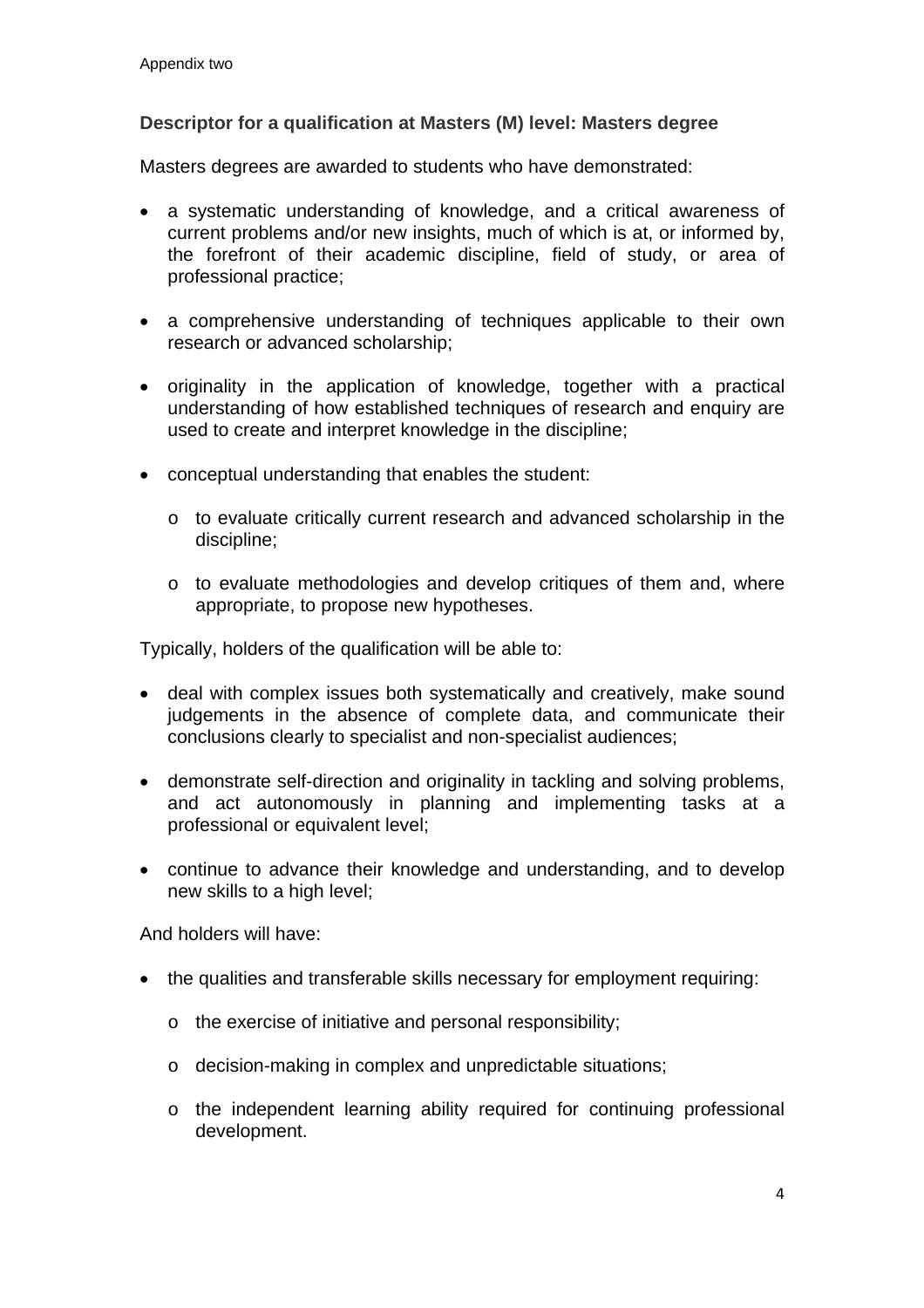Appendix two

**Descriptor for a qualification at Masters (M) level: Masters degree**

Masters degrees are awarded to students who have demonstrated:

- a systematic understanding of knowledge, and a critical awareness of current problems and/or new insights, much of which is at, or informed by, the forefront of their academic discipline, field of study, or area of professional practice;
- a comprehensive understanding of techniques applicable to their own research or advanced scholarship;
- originality in the application of knowledge, together with a practical understanding of how established techniques of research and enquiry are used to create and interpret knowledge in the discipline;
- conceptual understanding that enables the student:
    - to evaluate critically current research and advanced scholarship in the discipline;
    - to evaluate methodologies and develop critiques of them and, where appropriate, to propose new hypotheses.

Typically, holders of the qualification will be able to:

- deal with complex issues both systematically and creatively, make sound judgements in the absence of complete data, and communicate their conclusions clearly to specialist and non-specialist audiences;
- demonstrate self-direction and originality in tackling and solving problems, and act autonomously in planning and implementing tasks at a professional or equivalent level;
- continue to advance their knowledge and understanding, and to develop new skills to a high level;

And holders will have:

- the qualities and transferable skills necessary for employment requiring:
    - the exercise of initiative and personal responsibility;
    - decision-making in complex and unpredictable situations;
    - the independent learning ability required for continuing professional development.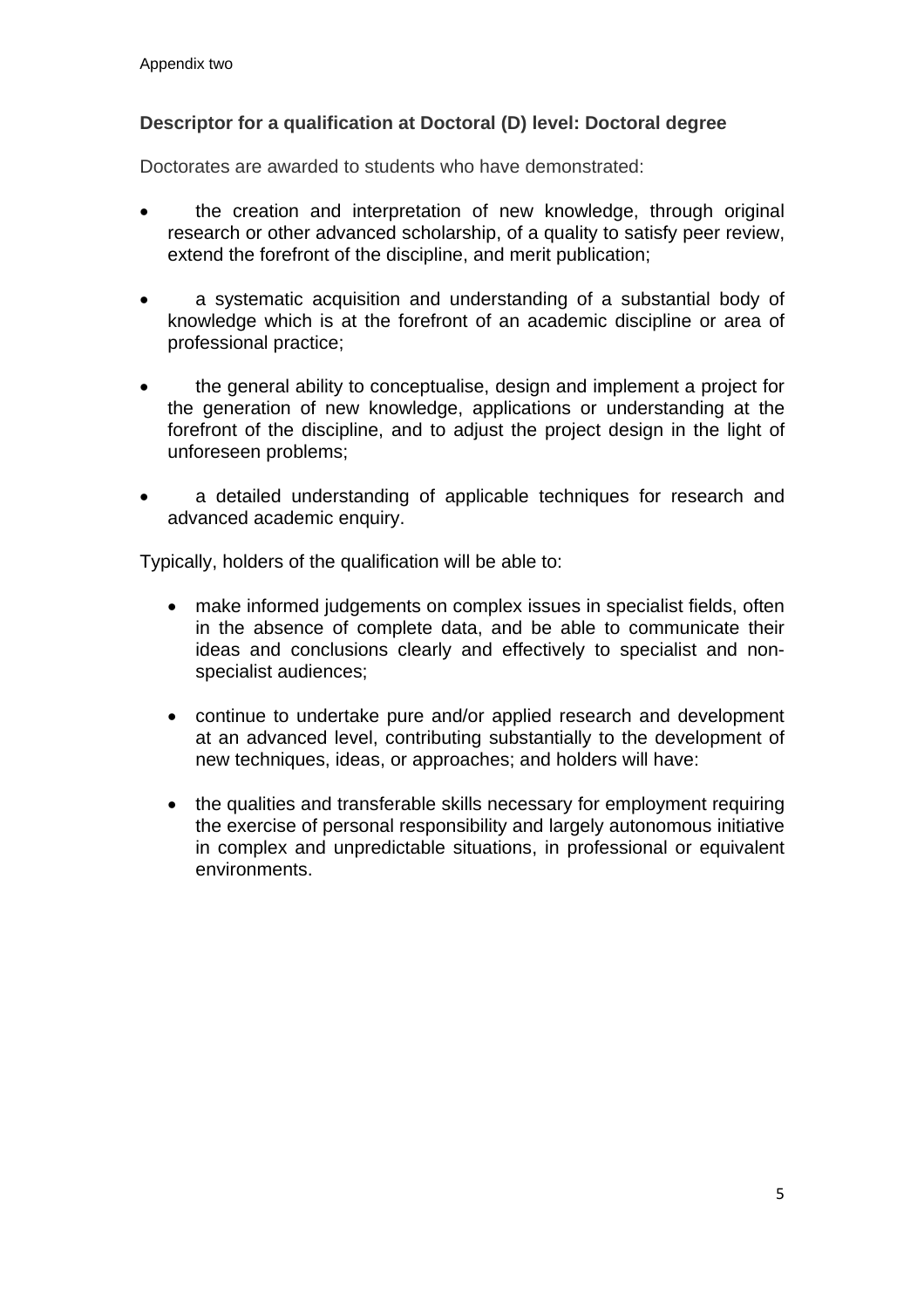Appendix two

**Descriptor for a qualification at Doctoral (D) level: Doctoral degree**

Doctorates are awarded to students who have demonstrated:

- the creation and interpretation of new knowledge, through original research or other advanced scholarship, of a quality to satisfy peer review, extend the forefront of the discipline, and merit publication;
- a systematic acquisition and understanding of a substantial body of knowledge which is at the forefront of an academic discipline or area of professional practice;
- the general ability to conceptualise, design and implement a project for the generation of new knowledge, applications or understanding at the forefront of the discipline, and to adjust the project design in the light of unforeseen problems;
- a detailed understanding of applicable techniques for research and advanced academic enquiry.

Typically, holders of the qualification will be able to:

- make informed judgements on complex issues in specialist fields, often in the absence of complete data, and be able to communicate their ideas and conclusions clearly and effectively to specialist and non-specialist audiences;
- continue to undertake pure and/or applied research and development at an advanced level, contributing substantially to the development of new techniques, ideas, or approaches; and holders will have:
- the qualities and transferable skills necessary for employment requiring the exercise of personal responsibility and largely autonomous initiative in complex and unpredictable situations, in professional or equivalent environments.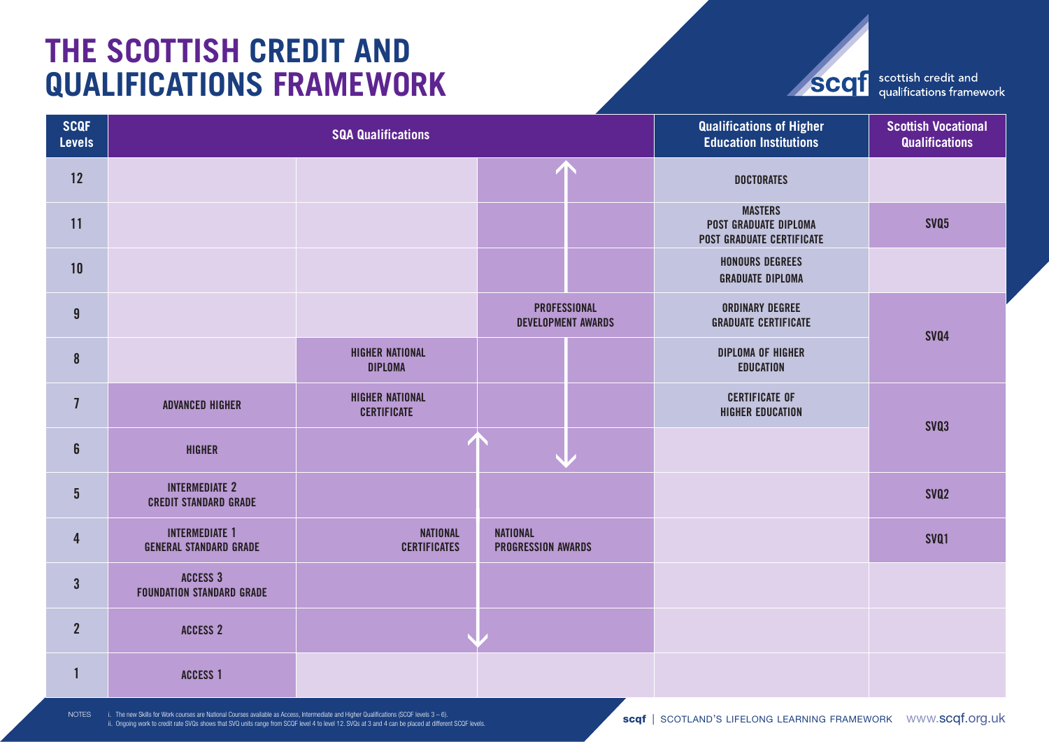# THE SCOTTISH CREDIT AND QUALIFICATIONS FRAMEWORK

scqf scottish credit and qualifications framework

| SCQF Levels | SQA Qualifications | | | Qualifications of Higher Education Institutions | Scottish Vocational Qualifications |
|---|---|---|---|---|---|
| 12 | | | | DOCTORATES | |
| 11 | | | | MASTERS<br>POST GRADUATE DIPLOMA<br>POST GRADUATE CERTIFICATE | SVQ5 |
| 10 | | | | HONOURS DEGREES<br>GRADUATE DIPLOMA | |
| 9 | | | PROFESSIONAL DEVELOPMENT AWARDS | ORDINARY DEGREE<br>GRADUATE CERTIFICATE | SVQ4 |
| 8 | | HIGHER NATIONAL DIPLOMA | | DIPLOMA OF HIGHER EDUCATION | SVQ4 |
| 7 | ADVANCED HIGHER | HIGHER NATIONAL CERTIFICATE | | CERTIFICATE OF HIGHER EDUCATION | SVQ3 |
| 6 | HIGHER | | | | SVQ3 |
| 5 | INTERMEDIATE 2<br>CREDIT STANDARD GRADE | | | | SVQ2 |
| 4 | INTERMEDIATE 1<br>GENERAL STANDARD GRADE | NATIONAL CERTIFICATES | NATIONAL PROGRESSION AWARDS | | SVQ1 |
| 3 | ACCESS 3<br>FOUNDATION STANDARD GRADE | | | | |
| 2 | ACCESS 2 | | | | |
| 1 | ACCESS 1 | | | | |

NOTES i. The new Skills for Work courses are National Courses available as Access, Intermediate and Higher Qualifications (SCQF levels 3 – 6).
ii. Ongoing work to credit rate SVQs shows that SVQ units range from SCQF level 4 to level 12. SVQs at 3 and 4 can be placed at different SCQF levels.

scqf | SCOTLAND'S LIFELONG LEARNING FRAMEWORK www.scqf.org.uk